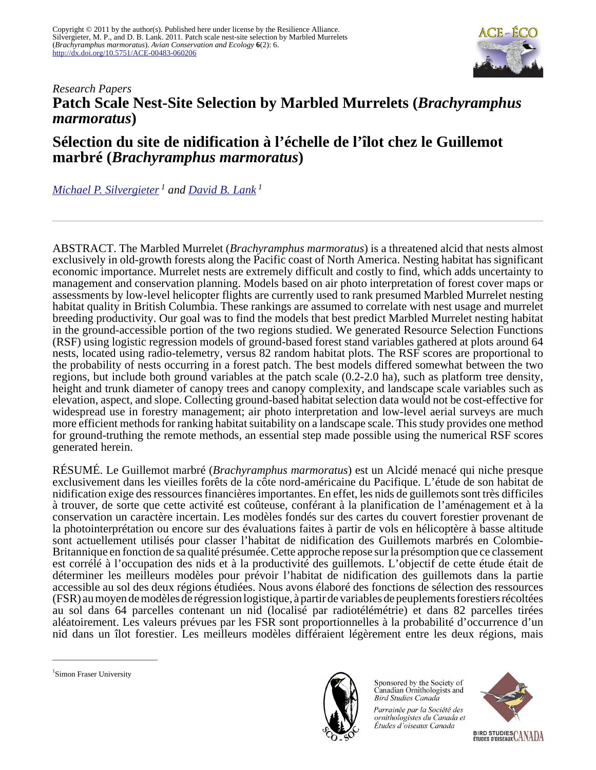Copyright © 2011 by the author(s). Published here under license by the Resilience Alliance.
Silvergieter, M. P., and D. B. Lank. 2011. Patch scale nest-site selection by Marbled Murrelets (*Brachyramphus marmoratus*). *Avian Conservation and Ecology* **6**(2): 6.
http://dx.doi.org/10.5751/ACE-00483-060206

*Research Papers*

# Patch Scale Nest-Site Selection by Marbled Murrelets (*Brachyramphus marmoratus*)

# Sélection du site de nidification à l'échelle de l'îlot chez le Guillemot marbré (*Brachyramphus marmoratus*)

*Michael P. Silvergieter*[1] *and David B. Lank*[1]

ABSTRACT. The Marbled Murrelet (*Brachyramphus marmoratus*) is a threatened alcid that nests almost exclusively in old-growth forests along the Pacific coast of North America. Nesting habitat has significant economic importance. Murrelet nests are extremely difficult and costly to find, which adds uncertainty to management and conservation planning. Models based on air photo interpretation of forest cover maps or assessments by low-level helicopter flights are currently used to rank presumed Marbled Murrelet nesting habitat quality in British Columbia. These rankings are assumed to correlate with nest usage and murrelet breeding productivity. Our goal was to find the models that best predict Marbled Murrelet nesting habitat in the ground-accessible portion of the two regions studied. We generated Resource Selection Functions (RSF) using logistic regression models of ground-based forest stand variables gathered at plots around 64 nests, located using radio-telemetry, versus 82 random habitat plots. The RSF scores are proportional to the probability of nests occurring in a forest patch. The best models differed somewhat between the two regions, but include both ground variables at the patch scale (0.2-2.0 ha), such as platform tree density, height and trunk diameter of canopy trees and canopy complexity, and landscape scale variables such as elevation, aspect, and slope. Collecting ground-based habitat selection data would not be cost-effective for widespread use in forestry management; air photo interpretation and low-level aerial surveys are much more efficient methods for ranking habitat suitability on a landscape scale. This study provides one method for ground-truthing the remote methods, an essential step made possible using the numerical RSF scores generated herein.

RÉSUMÉ. Le Guillemot marbré (*Brachyramphus marmoratus*) est un Alcidé menacé qui niche presque exclusivement dans les vieilles forêts de la côte nord-américaine du Pacifique. L'étude de son habitat de nidification exige des ressources financières importantes. En effet, les nids de guillemots sont très difficiles à trouver, de sorte que cette activité est coûteuse, conférant à la planification de l'aménagement et à la conservation un caractère incertain. Les modèles fondés sur des cartes du couvert forestier provenant de la photointerprétation ou encore sur des évaluations faites à partir de vols en hélicoptère à basse altitude sont actuellement utilisés pour classer l'habitat de nidification des Guillemots marbrés en Colombie-Britannique en fonction de sa qualité présumée. Cette approche repose sur la présomption que ce classement est corrélé à l'occupation des nids et à la productivité des guillemots. L'objectif de cette étude était de déterminer les meilleurs modèles pour prévoir l'habitat de nidification des guillemots dans la partie accessible au sol des deux régions étudiées. Nous avons élaboré des fonctions de sélection des ressources (FSR) au moyen de modèles de régression logistique, à partir de variables de peuplements forestiers récoltées au sol dans 64 parcelles contenant un nid (localisé par radiotélémétrie) et dans 82 parcelles tirées aléatoirement. Les valeurs prévues par les FSR sont proportionnelles à la probabilité d'occurrence d'un nid dans un îlot forestier. Les meilleurs modèles différaient légèrement entre les deux régions, mais

[1]Simon Fraser University

Sponsored by the Society of Canadian Ornithologists and Bird Studies Canada

*Parrainée par la Société des ornithologistes du Canada et Études d'oiseaux Canada*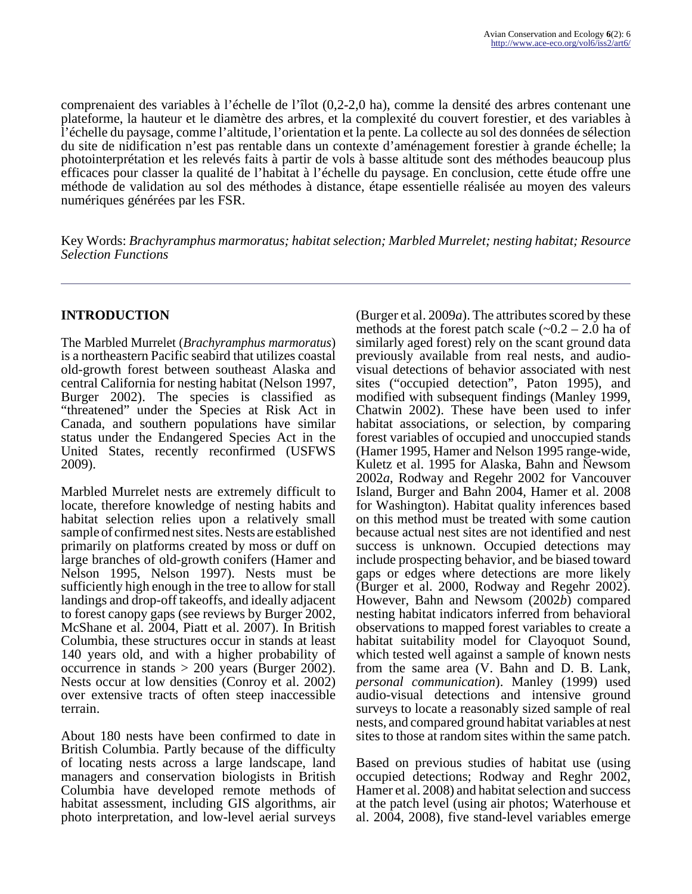comprenaient des variables à l'échelle de l'îlot (0,2-2,0 ha), comme la densité des arbres contenant une plateforme, la hauteur et le diamètre des arbres, et la complexité du couvert forestier, et des variables à l'échelle du paysage, comme l'altitude, l'orientation et la pente. La collecte au sol des données de sélection du site de nidification n'est pas rentable dans un contexte d'aménagement forestier à grande échelle; la photointerprétation et les relevés faits à partir de vols à basse altitude sont des méthodes beaucoup plus efficaces pour classer la qualité de l'habitat à l'échelle du paysage. En conclusion, cette étude offre une méthode de validation au sol des méthodes à distance, étape essentielle réalisée au moyen des valeurs numériques générées par les FSR.

Key Words: *Brachyramphus marmoratus; habitat selection; Marbled Murrelet; nesting habitat; Resource Selection Functions*

## INTRODUCTION

The Marbled Murrelet (*Brachyramphus marmoratus*) is a northeastern Pacific seabird that utilizes coastal old-growth forest between southeast Alaska and central California for nesting habitat (Nelson 1997, Burger 2002). The species is classified as "threatened" under the Species at Risk Act in Canada, and southern populations have similar status under the Endangered Species Act in the United States, recently reconfirmed (USFWS 2009).

Marbled Murrelet nests are extremely difficult to locate, therefore knowledge of nesting habits and habitat selection relies upon a relatively small sample of confirmed nest sites. Nests are established primarily on platforms created by moss or duff on large branches of old-growth conifers (Hamer and Nelson 1995, Nelson 1997). Nests must be sufficiently high enough in the tree to allow for stall landings and drop-off takeoffs, and ideally adjacent to forest canopy gaps (see reviews by Burger 2002, McShane et al. 2004, Piatt et al. 2007). In British Columbia, these structures occur in stands at least 140 years old, and with a higher probability of occurrence in stands > 200 years (Burger 2002). Nests occur at low densities (Conroy et al. 2002) over extensive tracts of often steep inaccessible terrain.

About 180 nests have been confirmed to date in British Columbia. Partly because of the difficulty of locating nests across a large landscape, land managers and conservation biologists in British Columbia have developed remote methods of habitat assessment, including GIS algorithms, air photo interpretation, and low-level aerial surveys (Burger et al. 2009*a*). The attributes scored by these methods at the forest patch scale (~0.2 – 2.0 ha of similarly aged forest) rely on the scant ground data previously available from real nests, and audio-visual detections of behavior associated with nest sites ("occupied detection", Paton 1995), and modified with subsequent findings (Manley 1999, Chatwin 2002). These have been used to infer habitat associations, or selection, by comparing forest variables of occupied and unoccupied stands (Hamer 1995, Hamer and Nelson 1995 range-wide, Kuletz et al. 1995 for Alaska, Bahn and Newsom 2002*a*, Rodway and Regehr 2002 for Vancouver Island, Burger and Bahn 2004, Hamer et al. 2008 for Washington). Habitat quality inferences based on this method must be treated with some caution because actual nest sites are not identified and nest success is unknown. Occupied detections may include prospecting behavior, and be biased toward gaps or edges where detections are more likely (Burger et al. 2000, Rodway and Regehr 2002). However, Bahn and Newsom (2002*b*) compared nesting habitat indicators inferred from behavioral observations to mapped forest variables to create a habitat suitability model for Clayoquot Sound, which tested well against a sample of known nests from the same area (V. Bahn and D. B. Lank, *personal communication*). Manley (1999) used audio-visual detections and intensive ground surveys to locate a reasonably sized sample of real nests, and compared ground habitat variables at nest sites to those at random sites within the same patch.

Based on previous studies of habitat use (using occupied detections; Rodway and Reghr 2002, Hamer et al. 2008) and habitat selection and success at the patch level (using air photos; Waterhouse et al. 2004, 2008), five stand-level variables emerge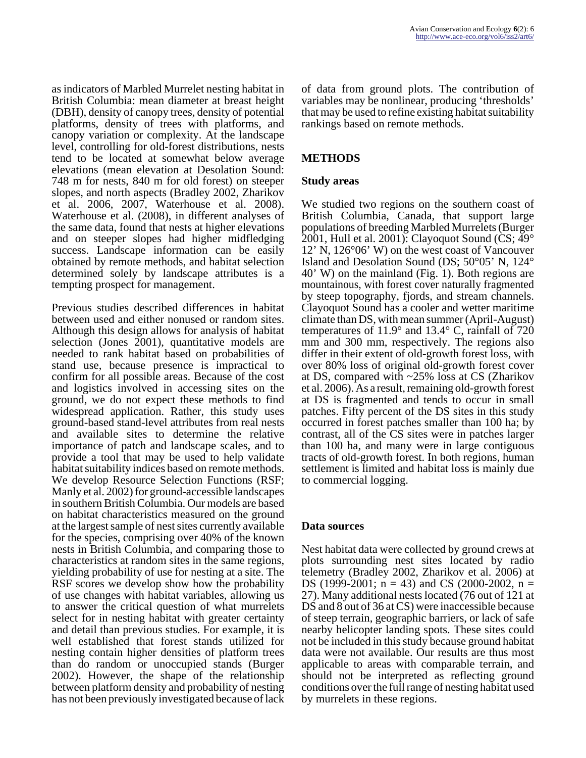as indicators of Marbled Murrelet nesting habitat in British Columbia: mean diameter at breast height (DBH), density of canopy trees, density of potential platforms, density of trees with platforms, and canopy variation or complexity. At the landscape level, controlling for old-forest distributions, nests tend to be located at somewhat below average elevations (mean elevation at Desolation Sound: 748 m for nests, 840 m for old forest) on steeper slopes, and north aspects (Bradley 2002, Zharikov et al. 2006, 2007, Waterhouse et al. 2008). Waterhouse et al. (2008), in different analyses of the same data, found that nests at higher elevations and on steeper slopes had higher midfledging success. Landscape information can be easily obtained by remote methods, and habitat selection determined solely by landscape attributes is a tempting prospect for management.

Previous studies described differences in habitat between used and either nonused or random sites. Although this design allows for analysis of habitat selection (Jones 2001), quantitative models are needed to rank habitat based on probabilities of stand use, because presence is impractical to confirm for all possible areas. Because of the cost and logistics involved in accessing sites on the ground, we do not expect these methods to find widespread application. Rather, this study uses ground-based stand-level attributes from real nests and available sites to determine the relative importance of patch and landscape scales, and to provide a tool that may be used to help validate habitat suitability indices based on remote methods. We develop Resource Selection Functions (RSF; Manly et al. 2002) for ground-accessible landscapes in southern British Columbia. Our models are based on habitat characteristics measured on the ground at the largest sample of nest sites currently available for the species, comprising over 40% of the known nests in British Columbia, and comparing those to characteristics at random sites in the same regions, yielding probability of use for nesting at a site. The RSF scores we develop show how the probability of use changes with habitat variables, allowing us to answer the critical question of what murrelets select for in nesting habitat with greater certainty and detail than previous studies. For example, it is well established that forest stands utilized for nesting contain higher densities of platform trees than do random or unoccupied stands (Burger 2002). However, the shape of the relationship between platform density and probability of nesting has not been previously investigated because of lack of data from ground plots. The contribution of variables may be nonlinear, producing 'thresholds' that may be used to refine existing habitat suitability rankings based on remote methods.

## METHODS

### Study areas

We studied two regions on the southern coast of British Columbia, Canada, that support large populations of breeding Marbled Murrelets (Burger 2001, Hull et al. 2001): Clayoquot Sound (CS; 49° 12' N, 126°06' W) on the west coast of Vancouver Island and Desolation Sound (DS; 50°05' N, 124° 40' W) on the mainland (Fig. 1). Both regions are mountainous, with forest cover naturally fragmented by steep topography, fjords, and stream channels. Clayoquot Sound has a cooler and wetter maritime climate than DS, with mean summer (April-August) temperatures of 11.9° and 13.4° C, rainfall of 720 mm and 300 mm, respectively. The regions also differ in their extent of old-growth forest loss, with over 80% loss of original old-growth forest cover at DS, compared with ~25% loss at CS (Zharikov et al. 2006). As a result, remaining old-growth forest at DS is fragmented and tends to occur in small patches. Fifty percent of the DS sites in this study occurred in forest patches smaller than 100 ha; by contrast, all of the CS sites were in patches larger than 100 ha, and many were in large contiguous tracts of old-growth forest. In both regions, human settlement is limited and habitat loss is mainly due to commercial logging.

### Data sources

Nest habitat data were collected by ground crews at plots surrounding nest sites located by radio telemetry (Bradley 2002, Zharikov et al. 2006) at DS (1999-2001; $n = 43$) and CS (2000-2002, $n = 27$). Many additional nests located (76 out of 121 at DS and 8 out of 36 at CS) were inaccessible because of steep terrain, geographic barriers, or lack of safe nearby helicopter landing spots. These sites could not be included in this study because ground habitat data were not available. Our results are thus most applicable to areas with comparable terrain, and should not be interpreted as reflecting ground conditions over the full range of nesting habitat used by murrelets in these regions.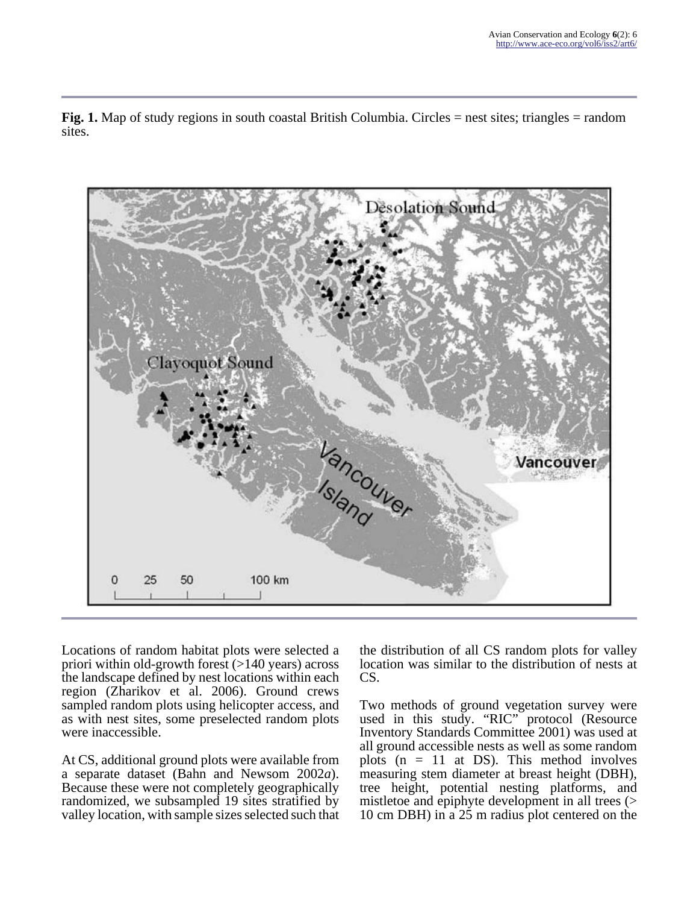**Fig. 1.** Map of study regions in south coastal British Columbia. Circles = nest sites; triangles = random sites.

Locations of random habitat plots were selected a priori within old-growth forest (>140 years) across the landscape defined by nest locations within each region (Zharikov et al. 2006). Ground crews sampled random plots using helicopter access, and as with nest sites, some preselected random plots were inaccessible.

At CS, additional ground plots were available from a separate dataset (Bahn and Newsom 2002*a*). Because these were not completely geographically randomized, we subsampled 19 sites stratified by valley location, with sample sizes selected such that the distribution of all CS random plots for valley location was similar to the distribution of nests at CS.

Two methods of ground vegetation survey were used in this study. "RIC" protocol (Resource Inventory Standards Committee 2001) was used at all ground accessible nests as well as some random plots (n = 11 at DS). This method involves measuring stem diameter at breast height (DBH), tree height, potential nesting platforms, and mistletoe and epiphyte development in all trees (> 10 cm DBH) in a 25 m radius plot centered on the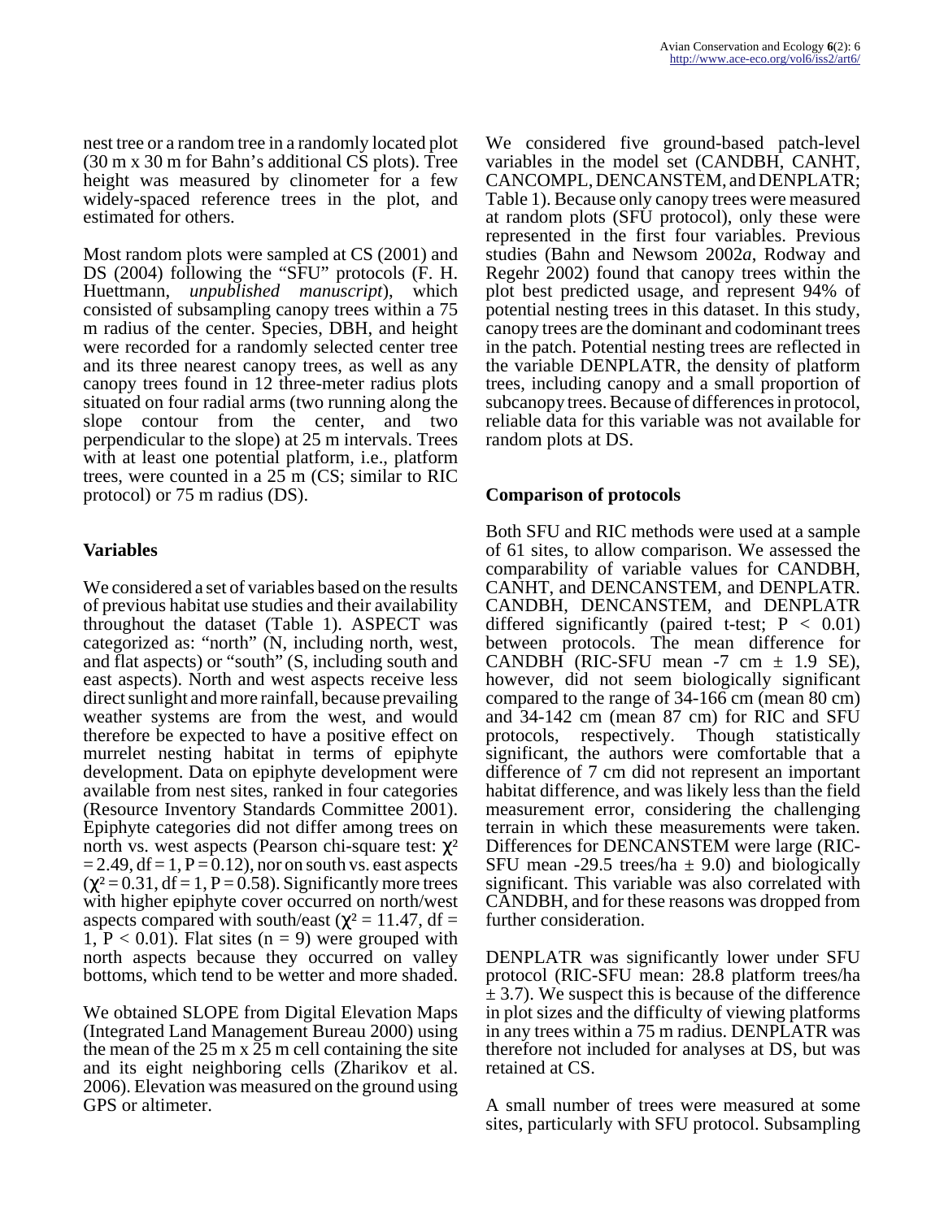nest tree or a random tree in a randomly located plot (30 m x 30 m for Bahn's additional CS plots). Tree height was measured by clinometer for a few widely-spaced reference trees in the plot, and estimated for others.

Most random plots were sampled at CS (2001) and DS (2004) following the "SFU" protocols (F. H. Huettmann, *unpublished manuscript*), which consisted of subsampling canopy trees within a 75 m radius of the center. Species, DBH, and height were recorded for a randomly selected center tree and its three nearest canopy trees, as well as any canopy trees found in 12 three-meter radius plots situated on four radial arms (two running along the slope contour from the center, and two perpendicular to the slope) at 25 m intervals. Trees with at least one potential platform, i.e., platform trees, were counted in a 25 m (CS; similar to RIC protocol) or 75 m radius (DS).

## Variables

We considered a set of variables based on the results of previous habitat use studies and their availability throughout the dataset (Table 1). ASPECT was categorized as: "north" (N, including north, west, and flat aspects) or "south" (S, including south and east aspects). North and west aspects receive less direct sunlight and more rainfall, because prevailing weather systems are from the west, and would therefore be expected to have a positive effect on murrelet nesting habitat in terms of epiphyte development. Data on epiphyte development were available from nest sites, ranked in four categories (Resource Inventory Standards Committee 2001). Epiphyte categories did not differ among trees on north vs. west aspects (Pearson chi-square test: $\chi^2 = 2.49$, df = 1, $P = 0.12$), nor on south vs. east aspects ($\chi^2 = 0.31$, df = 1, $P = 0.58$). Significantly more trees with higher epiphyte cover occurred on north/west aspects compared with south/east ($\chi^2 = 11.47$, df = 1, $P < 0.01$). Flat sites ($n = 9$) were grouped with north aspects because they occurred on valley bottoms, which tend to be wetter and more shaded.

We obtained SLOPE from Digital Elevation Maps (Integrated Land Management Bureau 2000) using the mean of the 25 m x 25 m cell containing the site and its eight neighboring cells (Zharikov et al. 2006). Elevation was measured on the ground using GPS or altimeter.

We considered five ground-based patch-level variables in the model set (CANDBH, CANHT, CANCOMPL, DENCANSTEM, and DENPLATR; Table 1). Because only canopy trees were measured at random plots (SFU protocol), only these were represented in the first four variables. Previous studies (Bahn and Newsom 2002*a*, Rodway and Regehr 2002) found that canopy trees within the plot best predicted usage, and represent 94% of potential nesting trees in this dataset. In this study, canopy trees are the dominant and codominant trees in the patch. Potential nesting trees are reflected in the variable DENPLATR, the density of platform trees, including canopy and a small proportion of subcanopy trees. Because of differences in protocol, reliable data for this variable was not available for random plots at DS.

## Comparison of protocols

Both SFU and RIC methods were used at a sample of 61 sites, to allow comparison. We assessed the comparability of variable values for CANDBH, CANHT, and DENCANSTEM, and DENPLATR. CANDBH, DENCANSTEM, and DENPLATR differed significantly (paired t-test; $P < 0.01$) between protocols. The mean difference for CANDBH (RIC-SFU mean -7 cm $\pm$ 1.9 SE), however, did not seem biologically significant compared to the range of 34-166 cm (mean 80 cm) and 34-142 cm (mean 87 cm) for RIC and SFU protocols, respectively. Though statistically significant, the authors were comfortable that a difference of 7 cm did not represent an important habitat difference, and was likely less than the field measurement error, considering the challenging terrain in which these measurements were taken. Differences for DENCANSTEM were large (RIC-SFU mean -29.5 trees/ha $\pm$ 9.0) and biologically significant. This variable was also correlated with CANDBH, and for these reasons was dropped from further consideration.

DENPLATR was significantly lower under SFU protocol (RIC-SFU mean: 28.8 platform trees/ha $\pm$ 3.7). We suspect this is because of the difference in plot sizes and the difficulty of viewing platforms in any trees within a 75 m radius. DENPLATR was therefore not included for analyses at DS, but was retained at CS.

A small number of trees were measured at some sites, particularly with SFU protocol. Subsampling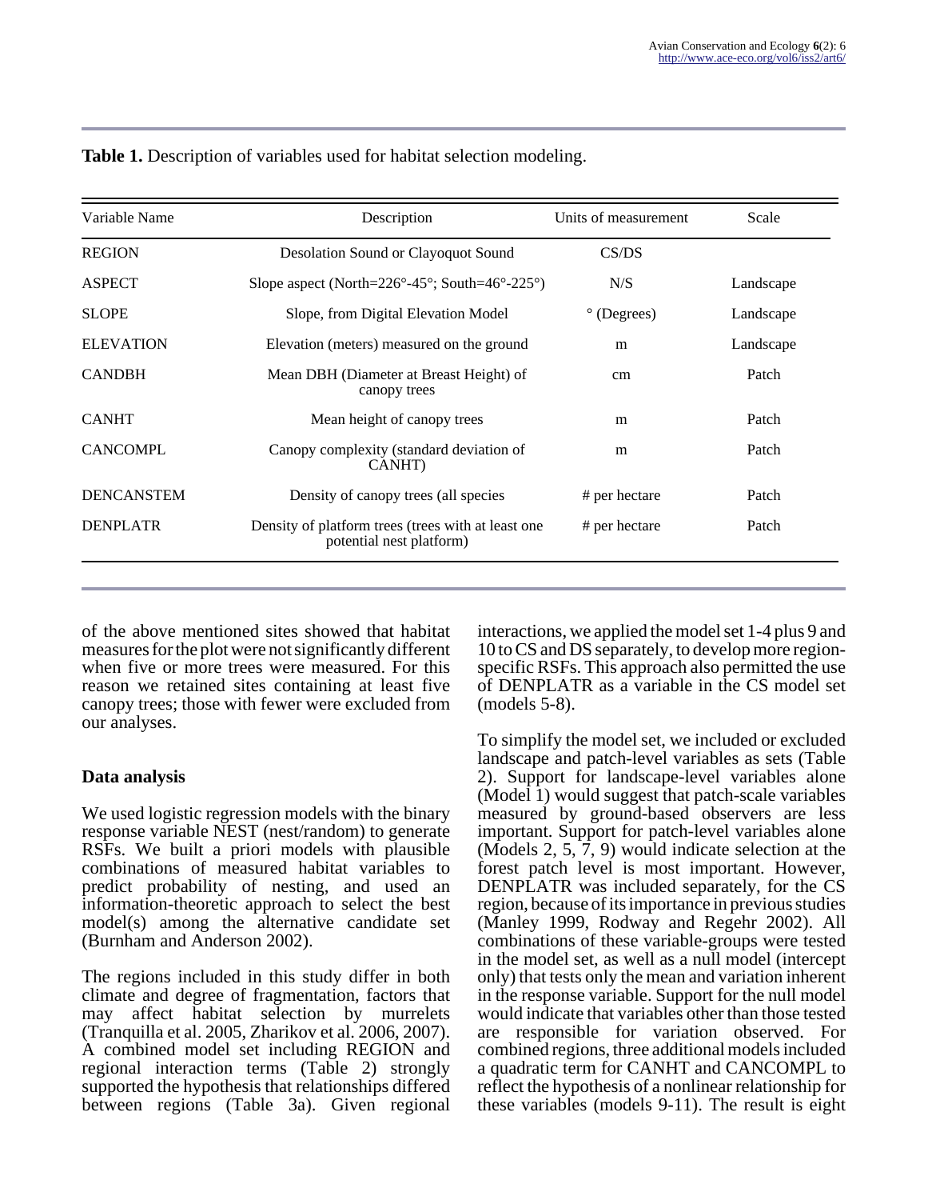**Table 1.** Description of variables used for habitat selection modeling.

| Variable Name | Description | Units of measurement | Scale |
| --- | --- | --- | --- |
| REGION | Desolation Sound or Clayoquot Sound | CS/DS | |
| ASPECT | Slope aspect (North=226°-45°; South=46°-225°) | N/S | Landscape |
| SLOPE | Slope, from Digital Elevation Model | ° (Degrees) | Landscape |
| ELEVATION | Elevation (meters) measured on the ground | m | Landscape |
| CANDBH | Mean DBH (Diameter at Breast Height) of canopy trees | cm | Patch |
| CANHT | Mean height of canopy trees | m | Patch |
| CANCOMPL | Canopy complexity (standard deviation of CANHT) | m | Patch |
| DENCANSTEM | Density of canopy trees (all species | # per hectare | Patch |
| DENPLATR | Density of platform trees (trees with at least one potential nest platform) | # per hectare | Patch |

of the above mentioned sites showed that habitat measures for the plot were not significantly different when five or more trees were measured. For this reason we retained sites containing at least five canopy trees; those with fewer were excluded from our analyses.

### Data analysis

We used logistic regression models with the binary response variable NEST (nest/random) to generate RSFs. We built a priori models with plausible combinations of measured habitat variables to predict probability of nesting, and used an information-theoretic approach to select the best model(s) among the alternative candidate set (Burnham and Anderson 2002).

The regions included in this study differ in both climate and degree of fragmentation, factors that may affect habitat selection by murrelets (Tranquilla et al. 2005, Zharikov et al. 2006, 2007). A combined model set including REGION and regional interaction terms (Table 2) strongly supported the hypothesis that relationships differed between regions (Table 3a). Given regional interactions, we applied the model set 1-4 plus 9 and 10 to CS and DS separately, to develop more region-specific RSFs. This approach also permitted the use of DENPLATR as a variable in the CS model set (models 5-8).

To simplify the model set, we included or excluded landscape and patch-level variables as sets (Table 2). Support for landscape-level variables alone (Model 1) would suggest that patch-scale variables measured by ground-based observers are less important. Support for patch-level variables alone (Models 2, 5, 7, 9) would indicate selection at the forest patch level is most important. However, DENPLATR was included separately, for the CS region, because of its importance in previous studies (Manley 1999, Rodway and Regehr 2002). All combinations of these variable-groups were tested in the model set, as well as a null model (intercept only) that tests only the mean and variation inherent in the response variable. Support for the null model would indicate that variables other than those tested are responsible for variation observed. For combined regions, three additional models included a quadratic term for CANHT and CANCOMPL to reflect the hypothesis of a nonlinear relationship for these variables (models 9-11). The result is eight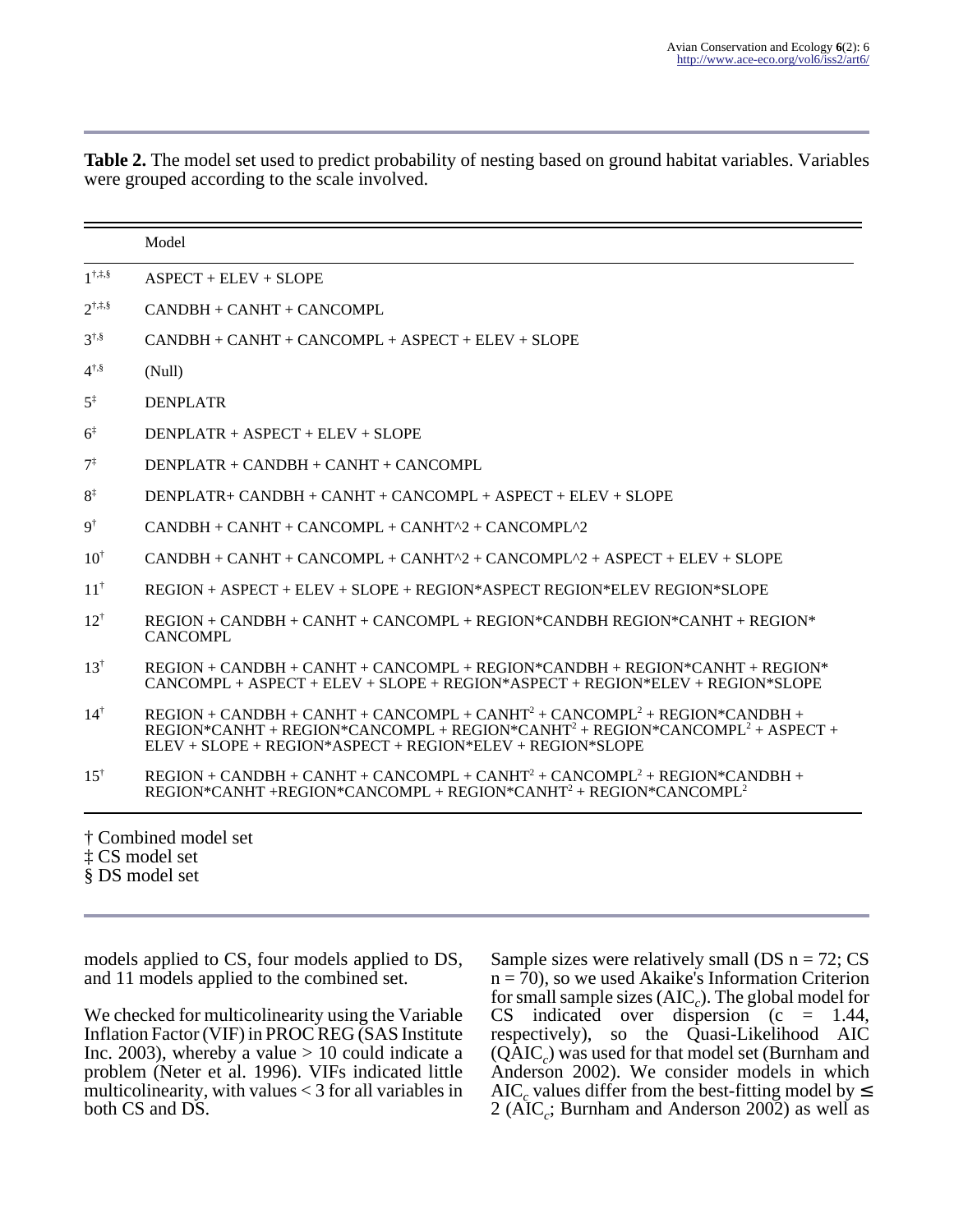**Table 2.** The model set used to predict probability of nesting based on ground habitat variables. Variables were grouped according to the scale involved.

| | Model |
|---|---|
| 1[†,‡,§] | ASPECT + ELEV + SLOPE |
| 2[†,‡,§] | CANDBH + CANHT + CANCOMPL |
| 3[†,§] | CANDBH + CANHT + CANCOMPL + ASPECT + ELEV + SLOPE |
| 4[†,§] | (Null) |
| 5[‡] | DENPLATR |
| 6[‡] | DENPLATR + ASPECT + ELEV + SLOPE |
| 7[‡] | DENPLATR + CANDBH + CANHT + CANCOMPL |
| 8[‡] | DENPLATR+ CANDBH + CANHT + CANCOMPL + ASPECT + ELEV + SLOPE |
| 9[†] | CANDBH + CANHT + CANCOMPL + CANHT^2 + CANCOMPL^2 |
| 10[†] | CANDBH + CANHT + CANCOMPL + CANHT^2 + CANCOMPL^2 + ASPECT + ELEV + SLOPE |
| 11[†] | REGION + ASPECT + ELEV + SLOPE + REGION*ASPECT REGION*ELEV REGION*SLOPE |
| 12[†] | REGION + CANDBH + CANHT + CANCOMPL + REGION*CANDBH REGION*CANHT + REGION* CANCOMPL |
| 13[†] | REGION + CANDBH + CANHT + CANCOMPL + REGION*CANDBH + REGION*CANHT + REGION* CANCOMPL + ASPECT + ELEV + SLOPE + REGION*ASPECT + REGION*ELEV + REGION*SLOPE |
| 14[†] | REGION + CANDBH + CANHT + CANCOMPL + CANHT$^2$ + CANCOMPL$^2$ + REGION*CANDBH + REGION*CANHT + REGION*CANCOMPL + REGION*CANHT$^2$ + REGION*CANCOMPL$^2$ + ASPECT + ELEV + SLOPE + REGION*ASPECT + REGION*ELEV + REGION*SLOPE |
| 15[†] | REGION + CANDBH + CANHT + CANCOMPL + CANHT$^2$ + CANCOMPL$^2$ + REGION*CANDBH + REGION*CANHT +REGION*CANCOMPL + REGION*CANHT$^2$ + REGION*CANCOMPL$^2$ |

† Combined model set
‡ CS model set
§ DS model set

models applied to CS, four models applied to DS, and 11 models applied to the combined set.

We checked for multicolinearity using the Variable Inflation Factor (VIF) in PROC REG (SAS Institute Inc. 2003), whereby a value > 10 could indicate a problem (Neter et al. 1996). VIFs indicated little multicolinearity, with values < 3 for all variables in both CS and DS.

Sample sizes were relatively small (DS n = 72; CS n = 70), so we used Akaike's Information Criterion for small sample sizes ($AIC_c$). The global model for CS indicated over dispersion (c = 1.44, respectively), so the Quasi-Likelihood AIC ($QAIC_c$) was used for that model set (Burnham and Anderson 2002). We consider models in which $AIC_c$ values differ from the best-fitting model by ≤ 2 ($AIC_c$; Burnham and Anderson 2002) as well as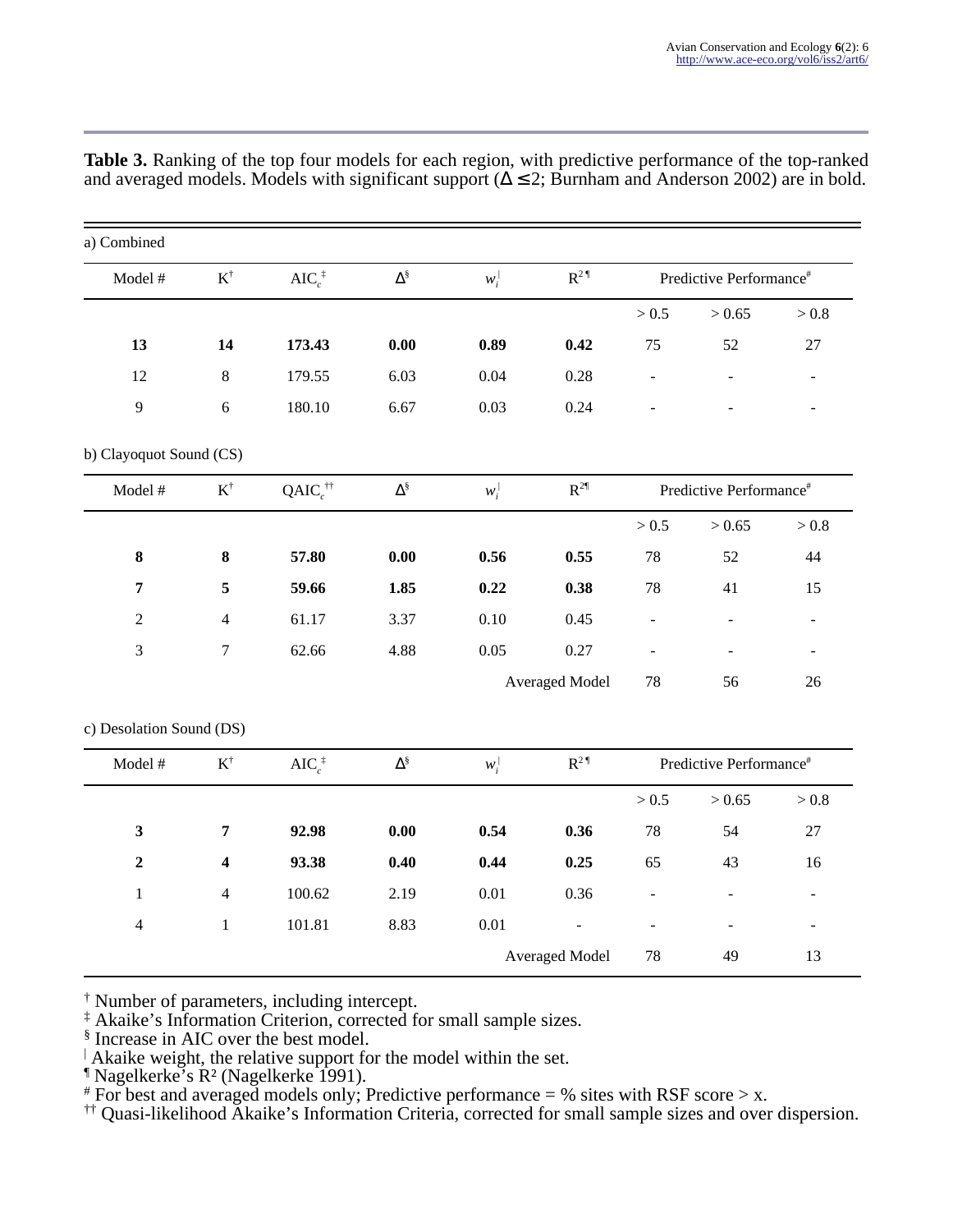**Table 3.** Ranking of the top four models for each region, with predictive performance of the top-ranked and averaged models. Models with significant support (Δ ≤ 2; Burnham and Anderson 2002) are in bold.

a) Combined

| Model # | K[†] | $AIC_c$[‡] | Δ[§] | $w_i$[\|] | $R^2$[¶] | Predictive Performance[#] | | |
|---|---|---|---|---|---|---|---|---|
| | | | | | | > 0.5 | > 0.65 | > 0.8 |
| **13** | **14** | **173.43** | **0.00** | **0.89** | **0.42** | 75 | 52 | 27 |
| 12 | 8 | 179.55 | 6.03 | 0.04 | 0.28 | - | - | - |
| 9 | 6 | 180.10 | 6.67 | 0.03 | 0.24 | - | - | - |

b) Clayoquot Sound (CS)

| Model # | K[†] | $QAIC_c$[††] | Δ[§] | $w_i$[\|] | $R^2$[¶] | Predictive Performance[#] | | |
|---|---|---|---|---|---|---|---|---|
| | | | | | | > 0.5 | > 0.65 | > 0.8 |
| **8** | **8** | **57.80** | **0.00** | **0.56** | **0.55** | 78 | 52 | 44 |
| **7** | **5** | **59.66** | **1.85** | **0.22** | **0.38** | 78 | 41 | 15 |
| 2 | 4 | 61.17 | 3.37 | 0.10 | 0.45 | - | - | - |
| 3 | 7 | 62.66 | 4.88 | 0.05 | 0.27 | - | - | - |
| | | | | Averaged Model | | 78 | 56 | 26 |

c) Desolation Sound (DS)

| Model # | K[†] | $AIC_c$[‡] | Δ[§] | $w_i$[\|] | $R^2$[¶] | Predictive Performance[#] | | |
|---|---|---|---|---|---|---|---|---|
| | | | | | | > 0.5 | > 0.65 | > 0.8 |
| **3** | **7** | **92.98** | **0.00** | **0.54** | **0.36** | 78 | 54 | 27 |
| **2** | **4** | **93.38** | **0.40** | **0.44** | **0.25** | 65 | 43 | 16 |
| 1 | 4 | 100.62 | 2.19 | 0.01 | 0.36 | - | - | - |
| 4 | 1 | 101.81 | 8.83 | 0.01 | - | - | - | - |
| | | | | Averaged Model | | 78 | 49 | 13 |

[†] Number of parameters, including intercept.
[‡] Akaike's Information Criterion, corrected for small sample sizes.
[§] Increase in AIC over the best model.
[|] Akaike weight, the relative support for the model within the set.
[¶] Nagelkerke's $R^2$ (Nagelkerke 1991).
[#] For best and averaged models only; Predictive performance = % sites with RSF score > x.
[††] Quasi-likelihood Akaike's Information Criteria, corrected for small sample sizes and over dispersion.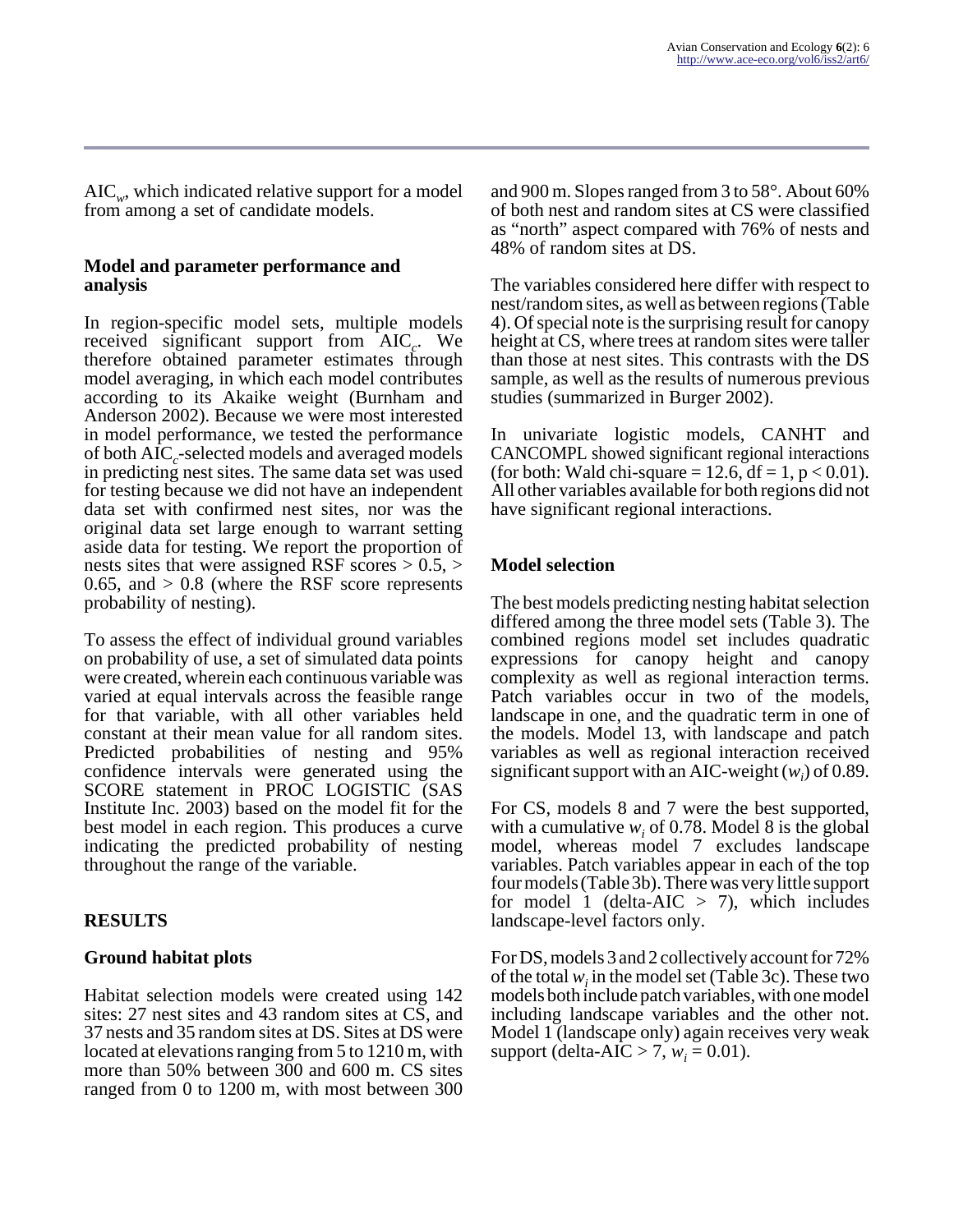$AIC_w$, which indicated relative support for a model from among a set of candidate models.

### Model and parameter performance and analysis

In region-specific model sets, multiple models received significant support from $AIC_c$. We therefore obtained parameter estimates through model averaging, in which each model contributes according to its Akaike weight (Burnham and Anderson 2002). Because we were most interested in model performance, we tested the performance of both $AIC_c$-selected models and averaged models in predicting nest sites. The same data set was used for testing because we did not have an independent data set with confirmed nest sites, nor was the original data set large enough to warrant setting aside data for testing. We report the proportion of nests sites that were assigned RSF scores > 0.5, > 0.65, and > 0.8 (where the RSF score represents probability of nesting).

To assess the effect of individual ground variables on probability of use, a set of simulated data points were created, wherein each continuous variable was varied at equal intervals across the feasible range for that variable, with all other variables held constant at their mean value for all random sites. Predicted probabilities of nesting and 95% confidence intervals were generated using the SCORE statement in PROC LOGISTIC (SAS Institute Inc. 2003) based on the model fit for the best model in each region. This produces a curve indicating the predicted probability of nesting throughout the range of the variable.

## RESULTS

### Ground habitat plots

Habitat selection models were created using 142 sites: 27 nest sites and 43 random sites at CS, and 37 nests and 35 random sites at DS. Sites at DS were located at elevations ranging from 5 to 1210 m, with more than 50% between 300 and 600 m. CS sites ranged from 0 to 1200 m, with most between 300 and 900 m. Slopes ranged from 3 to 58°. About 60% of both nest and random sites at CS were classified as "north" aspect compared with 76% of nests and 48% of random sites at DS.

The variables considered here differ with respect to nest/random sites, as well as between regions (Table 4). Of special note is the surprising result for canopy height at CS, where trees at random sites were taller than those at nest sites. This contrasts with the DS sample, as well as the results of numerous previous studies (summarized in Burger 2002).

In univariate logistic models, CANHT and CANCOMPL showed significant regional interactions (for both: Wald chi-square = 12.6, df = 1, $p < 0.01$). All other variables available for both regions did not have significant regional interactions.

### Model selection

The best models predicting nesting habitat selection differed among the three model sets (Table 3). The combined regions model set includes quadratic expressions for canopy height and canopy complexity as well as regional interaction terms. Patch variables occur in two of the models, landscape in one, and the quadratic term in one of the models. Model 13, with landscape and patch variables as well as regional interaction received significant support with an AIC-weight ($w_i$) of 0.89.

For CS, models 8 and 7 were the best supported, with a cumulative $w_i$ of 0.78. Model 8 is the global model, whereas model 7 excludes landscape variables. Patch variables appear in each of the top four models (Table 3b). There was very little support for model 1 (delta-AIC > 7), which includes landscape-level factors only.

For DS, models 3 and 2 collectively account for 72% of the total $w_i$ in the model set (Table 3c). These two models both include patch variables, with one model including landscape variables and the other not. Model 1 (landscape only) again receives very weak support (delta-AIC > 7, $w_i = 0.01$).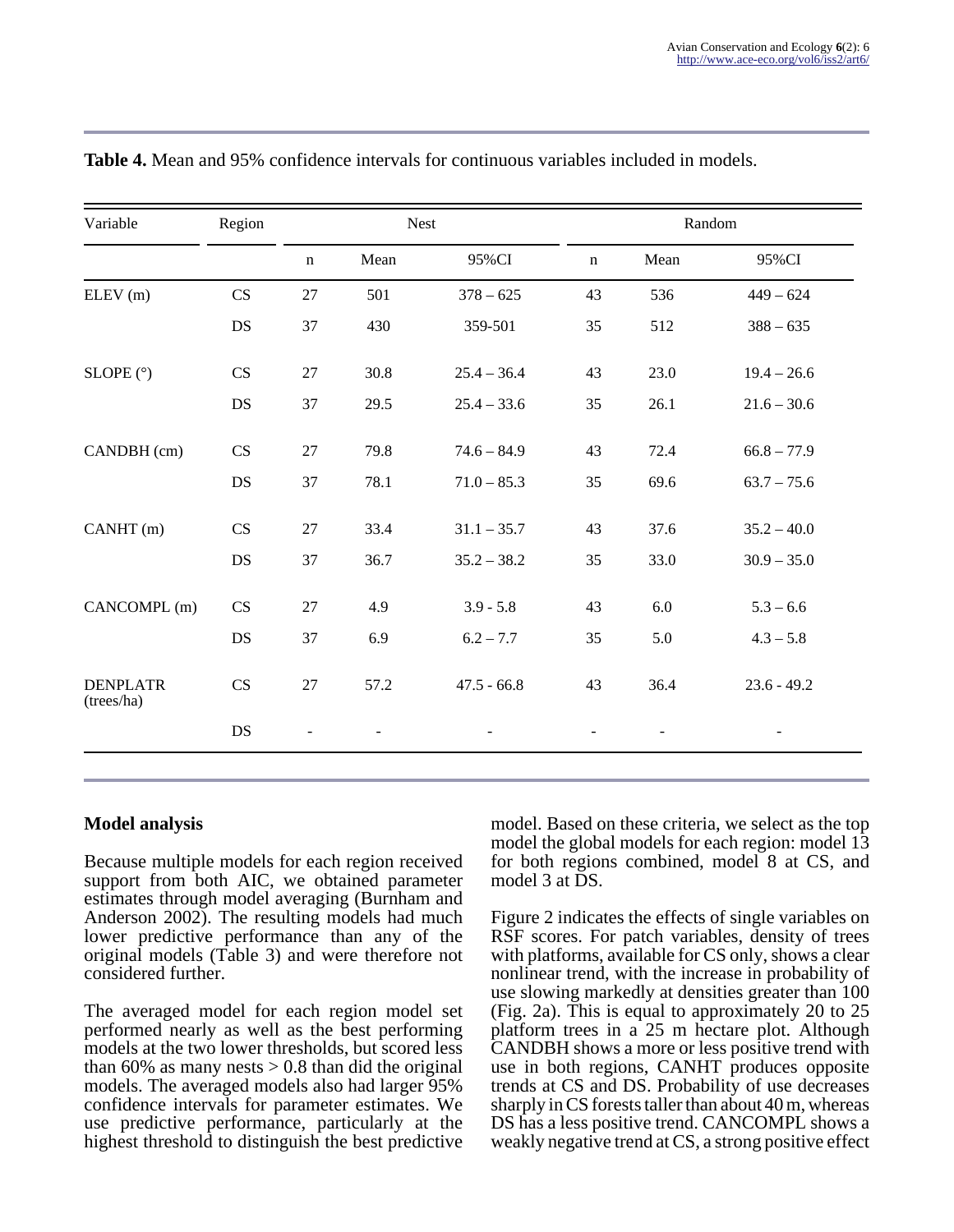**Table 4.** Mean and 95% confidence intervals for continuous variables included in models.

| Variable | Region | Nest | | | Random | | |
|---|---|---|---|---|---|---|---|
| | | n | Mean | 95%CI | n | Mean | 95%CI |
| ELEV (m) | CS | 27 | 501 | 378 – 625 | 43 | 536 | 449 – 624 |
| | DS | 37 | 430 | 359-501 | 35 | 512 | 388 – 635 |
| SLOPE (°) | CS | 27 | 30.8 | 25.4 – 36.4 | 43 | 23.0 | 19.4 – 26.6 |
| | DS | 37 | 29.5 | 25.4 – 33.6 | 35 | 26.1 | 21.6 – 30.6 |
| CANDBH (cm) | CS | 27 | 79.8 | 74.6 – 84.9 | 43 | 72.4 | 66.8 – 77.9 |
| | DS | 37 | 78.1 | 71.0 – 85.3 | 35 | 69.6 | 63.7 – 75.6 |
| CANHT (m) | CS | 27 | 33.4 | 31.1 – 35.7 | 43 | 37.6 | 35.2 – 40.0 |
| | DS | 37 | 36.7 | 35.2 – 38.2 | 35 | 33.0 | 30.9 – 35.0 |
| CANCOMPL (m) | CS | 27 | 4.9 | 3.9 - 5.8 | 43 | 6.0 | 5.3 – 6.6 |
| | DS | 37 | 6.9 | 6.2 – 7.7 | 35 | 5.0 | 4.3 – 5.8 |
| DENPLATR (trees/ha) | CS | 27 | 57.2 | 47.5 - 66.8 | 43 | 36.4 | 23.6 - 49.2 |
| | DS | - | - | - | - | - | - |

## Model analysis

Because multiple models for each region received support from both AIC, we obtained parameter estimates through model averaging (Burnham and Anderson 2002). The resulting models had much lower predictive performance than any of the original models (Table 3) and were therefore not considered further.

The averaged model for each region model set performed nearly as well as the best performing models at the two lower thresholds, but scored less than 60% as many nests > 0.8 than did the original models. The averaged models also had larger 95% confidence intervals for parameter estimates. We use predictive performance, particularly at the highest threshold to distinguish the best predictive model. Based on these criteria, we select as the top model the global models for each region: model 13 for both regions combined, model 8 at CS, and model 3 at DS.

Figure 2 indicates the effects of single variables on RSF scores. For patch variables, density of trees with platforms, available for CS only, shows a clear nonlinear trend, with the increase in probability of use slowing markedly at densities greater than 100 (Fig. 2a). This is equal to approximately 20 to 25 platform trees in a 25 m hectare plot. Although CANDBH shows a more or less positive trend with use in both regions, CANHT produces opposite trends at CS and DS. Probability of use decreases sharply in CS forests taller than about 40 m, whereas DS has a less positive trend. CANCOMPL shows a weakly negative trend at CS, a strong positive effect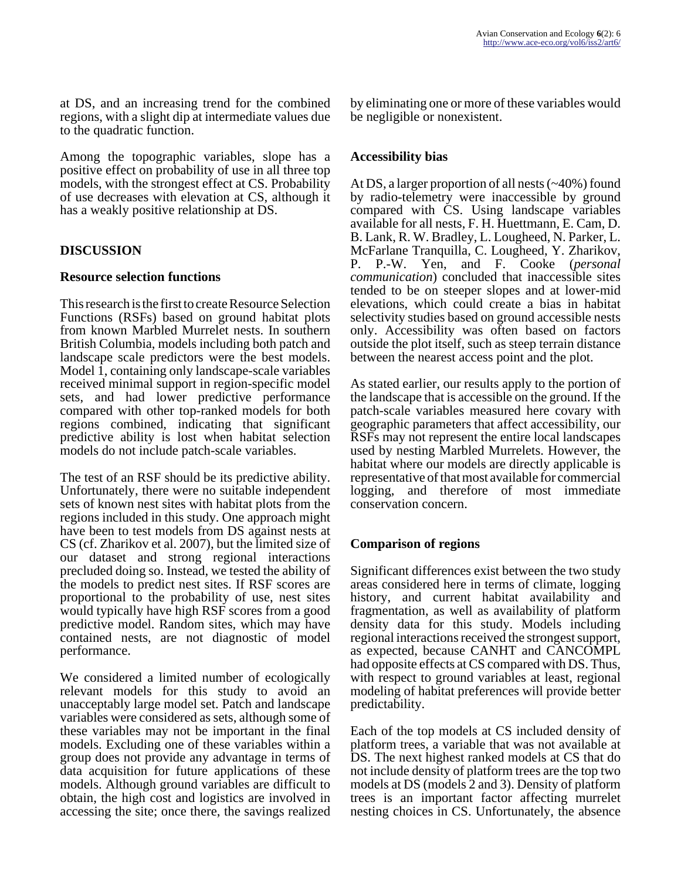at DS, and an increasing trend for the combined regions, with a slight dip at intermediate values due to the quadratic function.

Among the topographic variables, slope has a positive effect on probability of use in all three top models, with the strongest effect at CS. Probability of use decreases with elevation at CS, although it has a weakly positive relationship at DS.

## DISCUSSION

### Resource selection functions

This research is the first to create Resource Selection Functions (RSFs) based on ground habitat plots from known Marbled Murrelet nests. In southern British Columbia, models including both patch and landscape scale predictors were the best models. Model 1, containing only landscape-scale variables received minimal support in region-specific model sets, and had lower predictive performance compared with other top-ranked models for both regions combined, indicating that significant predictive ability is lost when habitat selection models do not include patch-scale variables.

The test of an RSF should be its predictive ability. Unfortunately, there were no suitable independent sets of known nest sites with habitat plots from the regions included in this study. One approach might have been to test models from DS against nests at CS (cf. Zharikov et al. 2007), but the limited size of our dataset and strong regional interactions precluded doing so. Instead, we tested the ability of the models to predict nest sites. If RSF scores are proportional to the probability of use, nest sites would typically have high RSF scores from a good predictive model. Random sites, which may have contained nests, are not diagnostic of model performance.

We considered a limited number of ecologically relevant models for this study to avoid an unacceptably large model set. Patch and landscape variables were considered as sets, although some of these variables may not be important in the final models. Excluding one of these variables within a group does not provide any advantage in terms of data acquisition for future applications of these models. Although ground variables are difficult to obtain, the high cost and logistics are involved in accessing the site; once there, the savings realized by eliminating one or more of these variables would be negligible or nonexistent.

### Accessibility bias

At DS, a larger proportion of all nests (~40%) found by radio-telemetry were inaccessible by ground compared with CS. Using landscape variables available for all nests, F. H. Huettmann, E. Cam, D. B. Lank, R. W. Bradley, L. Lougheed, N. Parker, L. McFarlane Tranquilla, C. Lougheed, Y. Zharikov, P. P.-W. Yen, and F. Cooke (*personal communication*) concluded that inaccessible sites tended to be on steeper slopes and at lower-mid elevations, which could create a bias in habitat selectivity studies based on ground accessible nests only. Accessibility was often based on factors outside the plot itself, such as steep terrain distance between the nearest access point and the plot.

As stated earlier, our results apply to the portion of the landscape that is accessible on the ground. If the patch-scale variables measured here covary with geographic parameters that affect accessibility, our RSFs may not represent the entire local landscapes used by nesting Marbled Murrelets. However, the habitat where our models are directly applicable is representative of that most available for commercial logging, and therefore of most immediate conservation concern.

### Comparison of regions

Significant differences exist between the two study areas considered here in terms of climate, logging history, and current habitat availability and fragmentation, as well as availability of platform density data for this study. Models including regional interactions received the strongest support, as expected, because CANHT and CANCOMPL had opposite effects at CS compared with DS. Thus, with respect to ground variables at least, regional modeling of habitat preferences will provide better predictability.

Each of the top models at CS included density of platform trees, a variable that was not available at DS. The next highest ranked models at CS that do not include density of platform trees are the top two models at DS (models 2 and 3). Density of platform trees is an important factor affecting murrelet nesting choices in CS. Unfortunately, the absence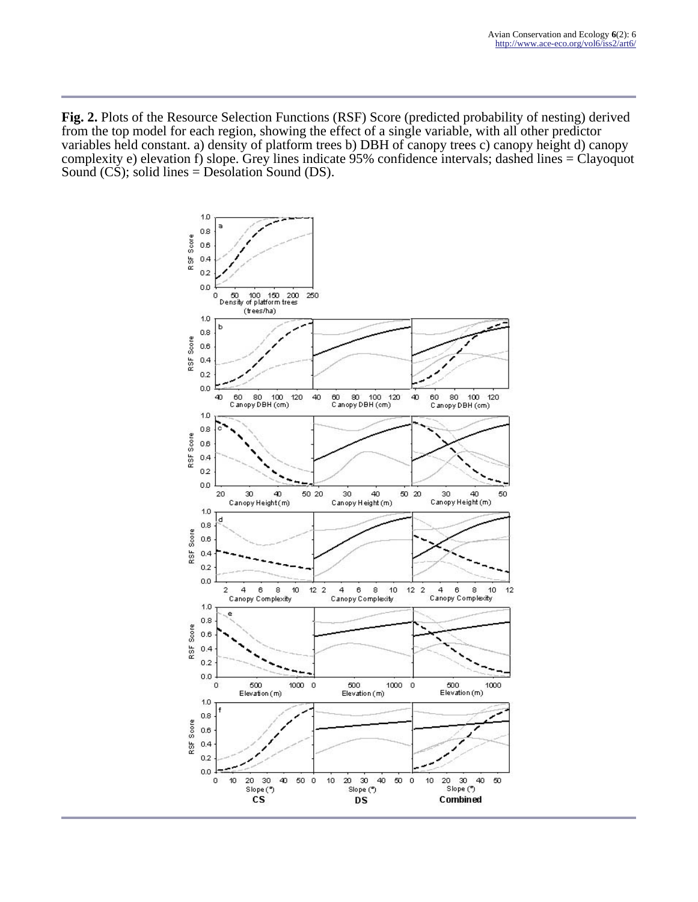**Fig. 2.** Plots of the Resource Selection Functions (RSF) Score (predicted probability of nesting) derived from the top model for each region, showing the effect of a single variable, with all other predictor variables held constant. a) density of platform trees b) DBH of canopy trees c) canopy height d) canopy complexity e) elevation f) slope. Grey lines indicate 95% confidence intervals; dashed lines = Clayoquot Sound (CS); solid lines = Desolation Sound (DS).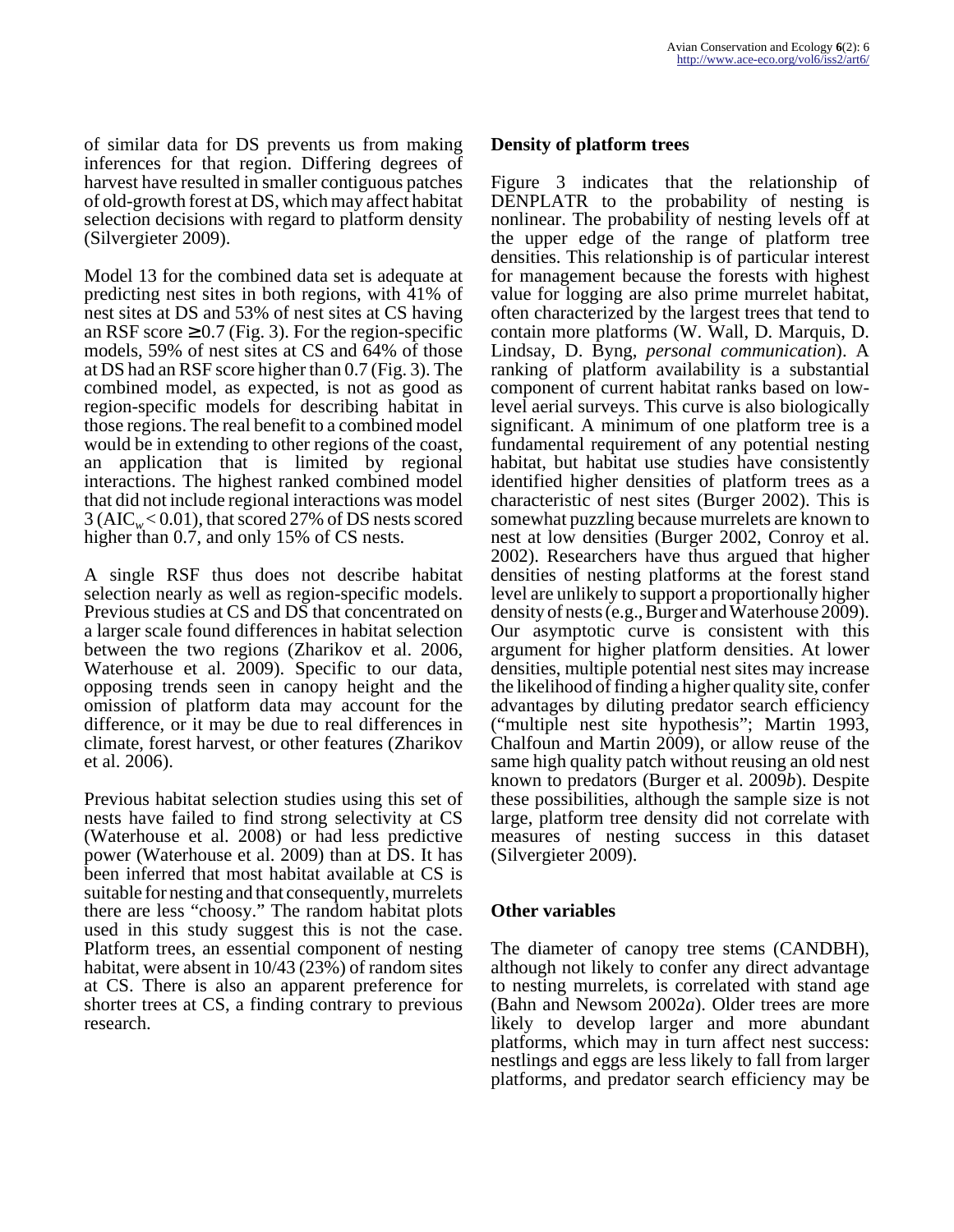of similar data for DS prevents us from making inferences for that region. Differing degrees of harvest have resulted in smaller contiguous patches of old-growth forest at DS, which may affect habitat selection decisions with regard to platform density (Silvergieter 2009).

Model 13 for the combined data set is adequate at predicting nest sites in both regions, with 41% of nest sites at DS and 53% of nest sites at CS having an RSF score ≥ 0.7 (Fig. 3). For the region-specific models, 59% of nest sites at CS and 64% of those at DS had an RSF score higher than 0.7 (Fig. 3). The combined model, as expected, is not as good as region-specific models for describing habitat in those regions. The real benefit to a combined model would be in extending to other regions of the coast, an application that is limited by regional interactions. The highest ranked combined model that did not include regional interactions was model 3 ($AIC_w < 0.01$), that scored 27% of DS nests scored higher than 0.7, and only 15% of CS nests.

A single RSF thus does not describe habitat selection nearly as well as region-specific models. Previous studies at CS and DS that concentrated on a larger scale found differences in habitat selection between the two regions (Zharikov et al. 2006, Waterhouse et al. 2009). Specific to our data, opposing trends seen in canopy height and the omission of platform data may account for the difference, or it may be due to real differences in climate, forest harvest, or other features (Zharikov et al. 2006).

Previous habitat selection studies using this set of nests have failed to find strong selectivity at CS (Waterhouse et al. 2008) or had less predictive power (Waterhouse et al. 2009) than at DS. It has been inferred that most habitat available at CS is suitable for nesting and that consequently, murrelets there are less "choosy." The random habitat plots used in this study suggest this is not the case. Platform trees, an essential component of nesting habitat, were absent in 10/43 (23%) of random sites at CS. There is also an apparent preference for shorter trees at CS, a finding contrary to previous research.

### Density of platform trees

Figure 3 indicates that the relationship of DENPLATR to the probability of nesting is nonlinear. The probability of nesting levels off at the upper edge of the range of platform tree densities. This relationship is of particular interest for management because the forests with highest value for logging are also prime murrelet habitat, often characterized by the largest trees that tend to contain more platforms (W. Wall, D. Marquis, D. Lindsay, D. Byng, *personal communication*). A ranking of platform availability is a substantial component of current habitat ranks based on low-level aerial surveys. This curve is also biologically significant. A minimum of one platform tree is a fundamental requirement of any potential nesting habitat, but habitat use studies have consistently identified higher densities of platform trees as a characteristic of nest sites (Burger 2002). This is somewhat puzzling because murrelets are known to nest at low densities (Burger 2002, Conroy et al. 2002). Researchers have thus argued that higher densities of nesting platforms at the forest stand level are unlikely to support a proportionally higher density of nests (e.g., Burger and Waterhouse 2009). Our asymptotic curve is consistent with this argument for higher platform densities. At lower densities, multiple potential nest sites may increase the likelihood of finding a higher quality site, confer advantages by diluting predator search efficiency ("multiple nest site hypothesis"; Martin 1993, Chalfoun and Martin 2009), or allow reuse of the same high quality patch without reusing an old nest known to predators (Burger et al. 2009*b*). Despite these possibilities, although the sample size is not large, platform tree density did not correlate with measures of nesting success in this dataset (Silvergieter 2009).

### Other variables

The diameter of canopy tree stems (CANDBH), although not likely to confer any direct advantage to nesting murrelets, is correlated with stand age (Bahn and Newsom 2002*a*). Older trees are more likely to develop larger and more abundant platforms, which may in turn affect nest success: nestlings and eggs are less likely to fall from larger platforms, and predator search efficiency may be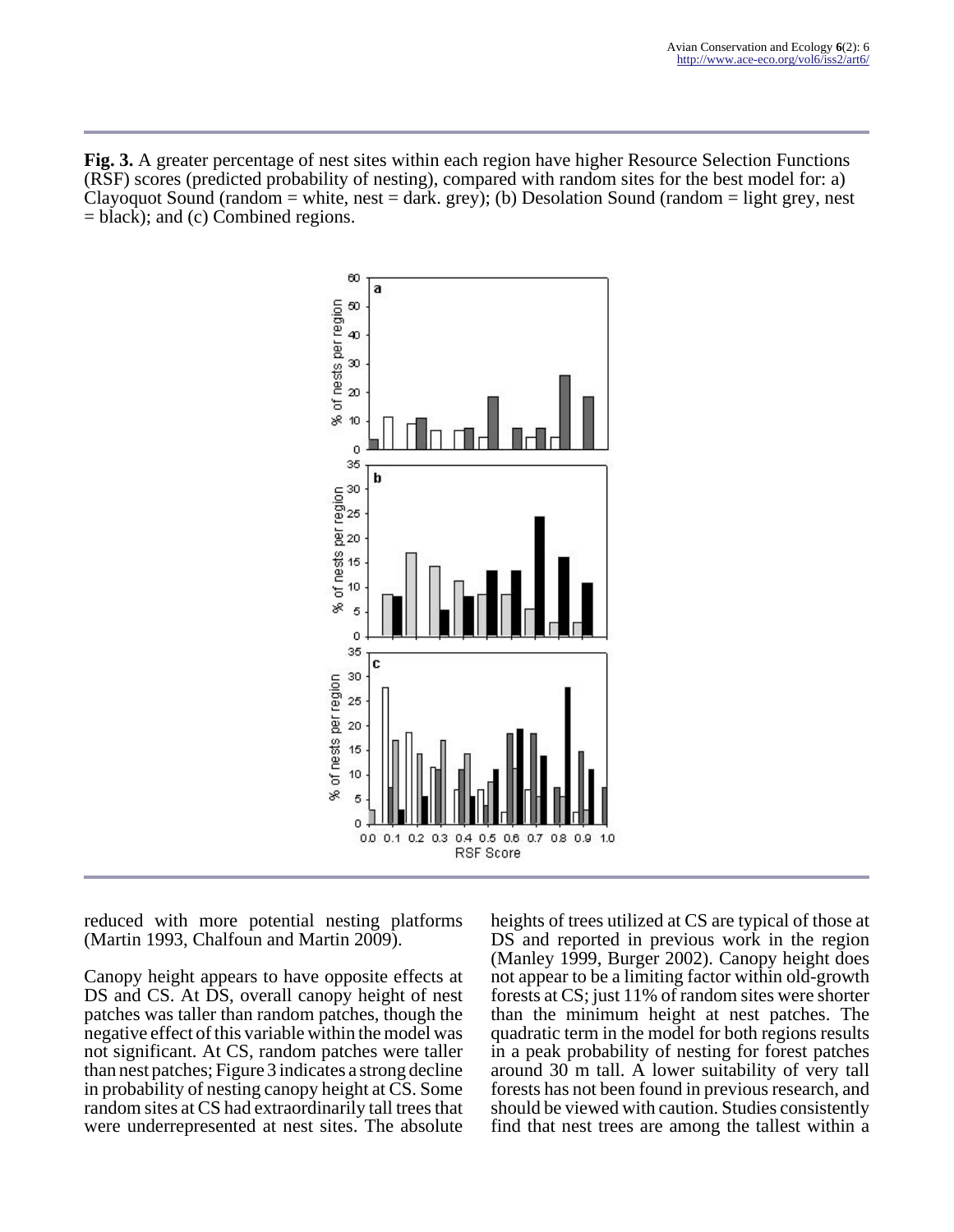**Fig. 3.** A greater percentage of nest sites within each region have higher Resource Selection Functions (RSF) scores (predicted probability of nesting), compared with random sites for the best model for: a) Clayoquot Sound (random = white, nest = dark. grey); (b) Desolation Sound (random = light grey, nest = black); and (c) Combined regions.

reduced with more potential nesting platforms (Martin 1993, Chalfoun and Martin 2009).

Canopy height appears to have opposite effects at DS and CS. At DS, overall canopy height of nest patches was taller than random patches, though the negative effect of this variable within the model was not significant. At CS, random patches were taller than nest patches; Figure 3 indicates a strong decline in probability of nesting canopy height at CS. Some random sites at CS had extraordinarily tall trees that were underrepresented at nest sites. The absolute heights of trees utilized at CS are typical of those at DS and reported in previous work in the region (Manley 1999, Burger 2002). Canopy height does not appear to be a limiting factor within old-growth forests at CS; just 11% of random sites were shorter than the minimum height at nest patches. The quadratic term in the model for both regions results in a peak probability of nesting for forest patches around 30 m tall. A lower suitability of very tall forests has not been found in previous research, and should be viewed with caution. Studies consistently find that nest trees are among the tallest within a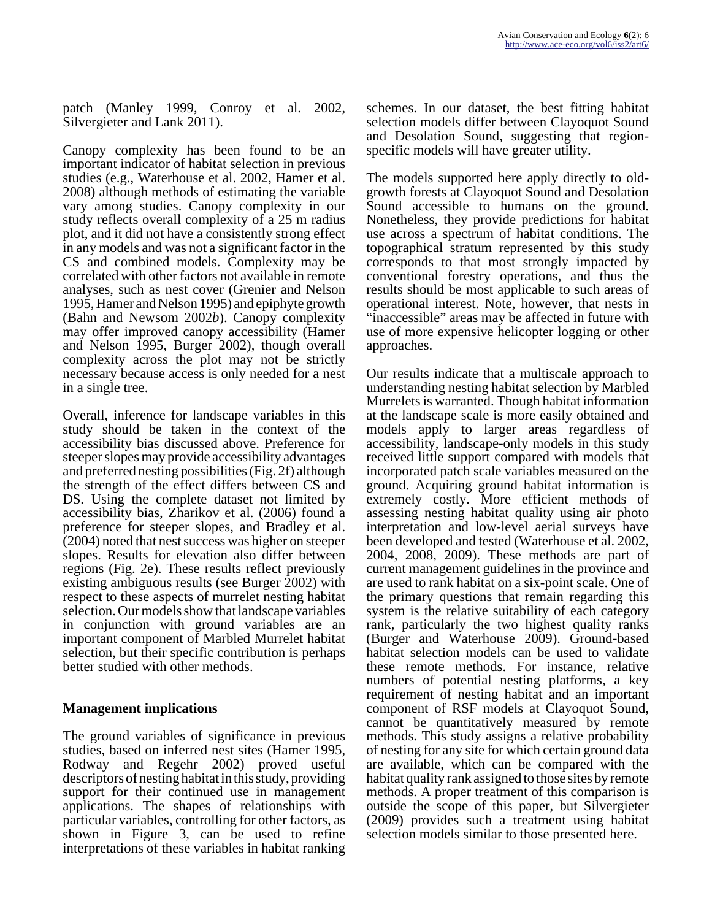patch (Manley 1999, Conroy et al. 2002, Silvergieter and Lank 2011).

Canopy complexity has been found to be an important indicator of habitat selection in previous studies (e.g., Waterhouse et al. 2002, Hamer et al. 2008) although methods of estimating the variable vary among studies. Canopy complexity in our study reflects overall complexity of a 25 m radius plot, and it did not have a consistently strong effect in any models and was not a significant factor in the CS and combined models. Complexity may be correlated with other factors not available in remote analyses, such as nest cover (Grenier and Nelson 1995, Hamer and Nelson 1995) and epiphyte growth (Bahn and Newsom 2002*b*). Canopy complexity may offer improved canopy accessibility (Hamer and Nelson 1995, Burger 2002), though overall complexity across the plot may not be strictly necessary because access is only needed for a nest in a single tree.

Overall, inference for landscape variables in this study should be taken in the context of the accessibility bias discussed above. Preference for steeper slopes may provide accessibility advantages and preferred nesting possibilities (Fig. 2f) although the strength of the effect differs between CS and DS. Using the complete dataset not limited by accessibility bias, Zharikov et al. (2006) found a preference for steeper slopes, and Bradley et al. (2004) noted that nest success was higher on steeper slopes. Results for elevation also differ between regions (Fig. 2e). These results reflect previously existing ambiguous results (see Burger 2002) with respect to these aspects of murrelet nesting habitat selection. Our models show that landscape variables in conjunction with ground variables are an important component of Marbled Murrelet habitat selection, but their specific contribution is perhaps better studied with other methods.

### Management implications

The ground variables of significance in previous studies, based on inferred nest sites (Hamer 1995, Rodway and Regehr 2002) proved useful descriptors of nesting habitat in this study, providing support for their continued use in management applications. The shapes of relationships with particular variables, controlling for other factors, as shown in Figure 3, can be used to refine interpretations of these variables in habitat ranking schemes. In our dataset, the best fitting habitat selection models differ between Clayoquot Sound and Desolation Sound, suggesting that region-specific models will have greater utility.

The models supported here apply directly to old-growth forests at Clayoquot Sound and Desolation Sound accessible to humans on the ground. Nonetheless, they provide predictions for habitat use across a spectrum of habitat conditions. The topographical stratum represented by this study corresponds to that most strongly impacted by conventional forestry operations, and thus the results should be most applicable to such areas of operational interest. Note, however, that nests in "inaccessible" areas may be affected in future with use of more expensive helicopter logging or other approaches.

Our results indicate that a multiscale approach to understanding nesting habitat selection by Marbled Murrelets is warranted. Though habitat information at the landscape scale is more easily obtained and models apply to larger areas regardless of accessibility, landscape-only models in this study received little support compared with models that incorporated patch scale variables measured on the ground. Acquiring ground habitat information is extremely costly. More efficient methods of assessing nesting habitat quality using air photo interpretation and low-level aerial surveys have been developed and tested (Waterhouse et al. 2002, 2004, 2008, 2009). These methods are part of current management guidelines in the province and are used to rank habitat on a six-point scale. One of the primary questions that remain regarding this system is the relative suitability of each category rank, particularly the two highest quality ranks (Burger and Waterhouse 2009). Ground-based habitat selection models can be used to validate these remote methods. For instance, relative numbers of potential nesting platforms, a key requirement of nesting habitat and an important component of RSF models at Clayoquot Sound, cannot be quantitatively measured by remote methods. This study assigns a relative probability of nesting for any site for which certain ground data are available, which can be compared with the habitat quality rank assigned to those sites by remote methods. A proper treatment of this comparison is outside the scope of this paper, but Silvergieter (2009) provides such a treatment using habitat selection models similar to those presented here.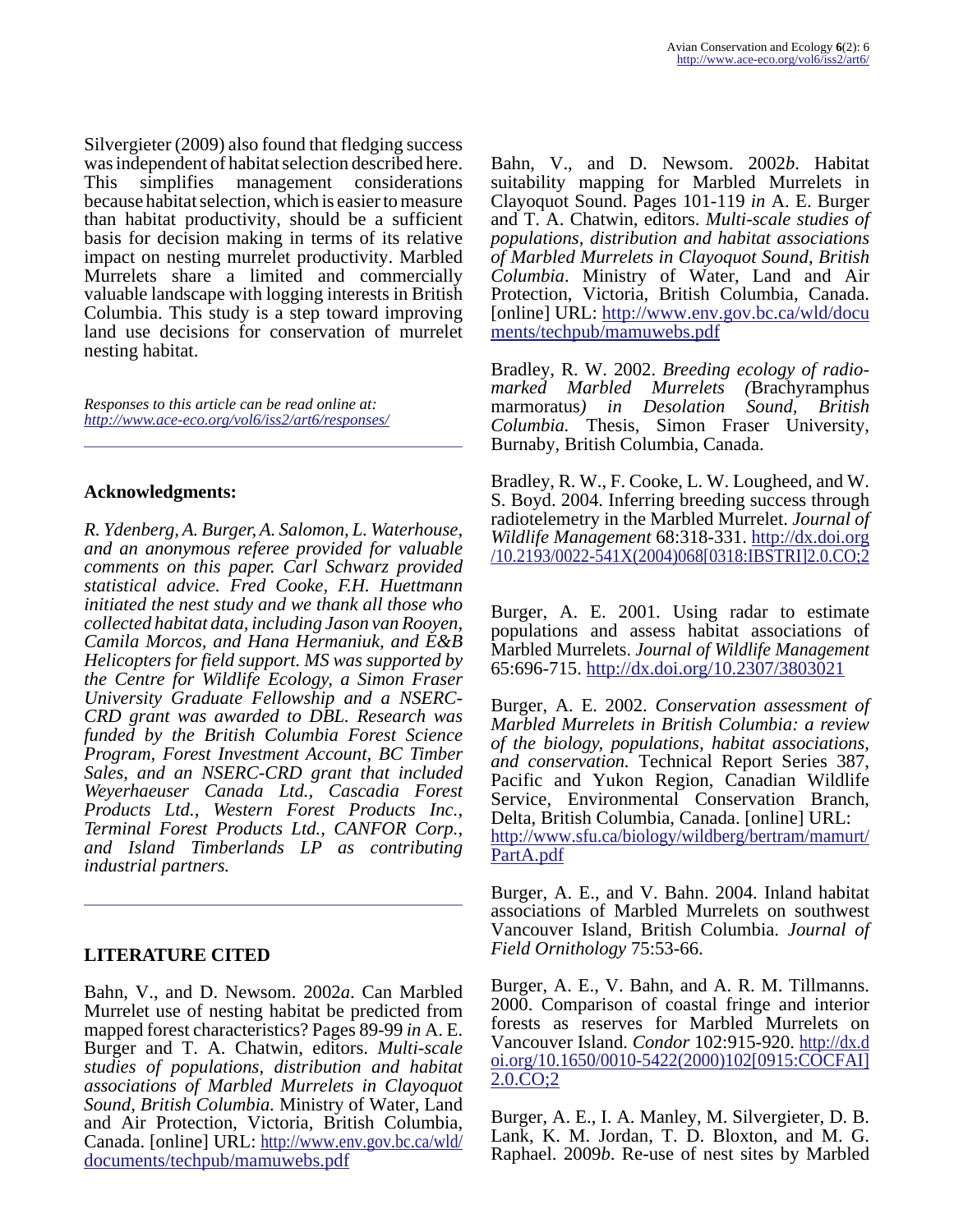Silvergieter (2009) also found that fledging success was independent of habitat selection described here. This simplifies management considerations because habitat selection, which is easier to measure than habitat productivity, should be a sufficient basis for decision making in terms of its relative impact on nesting murrelet productivity. Marbled Murrelets share a limited and commercially valuable landscape with logging interests in British Columbia. This study is a step toward improving land use decisions for conservation of murrelet nesting habitat.

*Responses to this article can be read online at:* *http://www.ace-eco.org/vol6/iss2/art6/responses/*

## Acknowledgments:

*R. Ydenberg, A. Burger, A. Salomon, L. Waterhouse, and an anonymous referee provided for valuable comments on this paper. Carl Schwarz provided statistical advice. Fred Cooke, F.H. Huettmann initiated the nest study and we thank all those who collected habitat data, including Jason van Rooyen, Camila Morcos, and Hana Hermaniuk, and E&B Helicopters for field support. MS was supported by the Centre for Wildlife Ecology, a Simon Fraser University Graduate Fellowship and a NSERC-CRD grant was awarded to DBL. Research was funded by the British Columbia Forest Science Program, Forest Investment Account, BC Timber Sales, and an NSERC-CRD grant that included Weyerhaeuser Canada Ltd., Cascadia Forest Products Ltd., Western Forest Products Inc., Terminal Forest Products Ltd., CANFOR Corp., and Island Timberlands LP as contributing industrial partners.*

## LITERATURE CITED

Bahn, V., and D. Newsom. 2002*a*. Can Marbled Murrelet use of nesting habitat be predicted from mapped forest characteristics? Pages 89-99 *in* A. E. Burger and T. A. Chatwin, editors. *Multi-scale studies of populations, distribution and habitat associations of Marbled Murrelets in Clayoquot Sound, British Columbia.* Ministry of Water, Land and Air Protection, Victoria, British Columbia, Canada. [online] URL: http://www.env.gov.bc.ca/wld/documents/techpub/mamuwebs.pdf

Bahn, V., and D. Newsom. 2002*b*. Habitat suitability mapping for Marbled Murrelets in Clayoquot Sound. Pages 101-119 *in* A. E. Burger and T. A. Chatwin, editors. *Multi-scale studies of populations, distribution and habitat associations of Marbled Murrelets in Clayoquot Sound, British Columbia*. Ministry of Water, Land and Air Protection, Victoria, British Columbia, Canada. [online] URL: http://www.env.gov.bc.ca/wld/documents/techpub/mamuwebs.pdf

Bradley, R. W. 2002. *Breeding ecology of radio-marked Marbled Murrelets (*Brachyramphus marmoratus*) in Desolation Sound, British Columbia.* Thesis, Simon Fraser University, Burnaby, British Columbia, Canada.

Bradley, R. W., F. Cooke, L. W. Lougheed, and W. S. Boyd. 2004. Inferring breeding success through radiotelemetry in the Marbled Murrelet. *Journal of Wildlife Management* 68:318-331. http://dx.doi.org/10.2193/0022-541X(2004)068[0318:IBSTRI]2.0.CO;2

Burger, A. E. 2001. Using radar to estimate populations and assess habitat associations of Marbled Murrelets. *Journal of Wildlife Management* 65:696-715. http://dx.doi.org/10.2307/3803021

Burger, A. E. 2002. *Conservation assessment of Marbled Murrelets in British Columbia: a review of the biology, populations, habitat associations, and conservation.* Technical Report Series 387, Pacific and Yukon Region, Canadian Wildlife Service, Environmental Conservation Branch, Delta, British Columbia, Canada. [online] URL: http://www.sfu.ca/biology/wildberg/bertram/mamurt/PartA.pdf

Burger, A. E., and V. Bahn. 2004. Inland habitat associations of Marbled Murrelets on southwest Vancouver Island, British Columbia. *Journal of Field Ornithology* 75:53-66.

Burger, A. E., V. Bahn, and A. R. M. Tillmanns. 2000. Comparison of coastal fringe and interior forests as reserves for Marbled Murrelets on Vancouver Island. *Condor* 102:915-920. http://dx.doi.org/10.1650/0010-5422(2000)102[0915:COCFAI]2.0.CO;2

Burger, A. E., I. A. Manley, M. Silvergieter, D. B. Lank, K. M. Jordan, T. D. Bloxton, and M. G. Raphael. 2009*b*. Re-use of nest sites by Marbled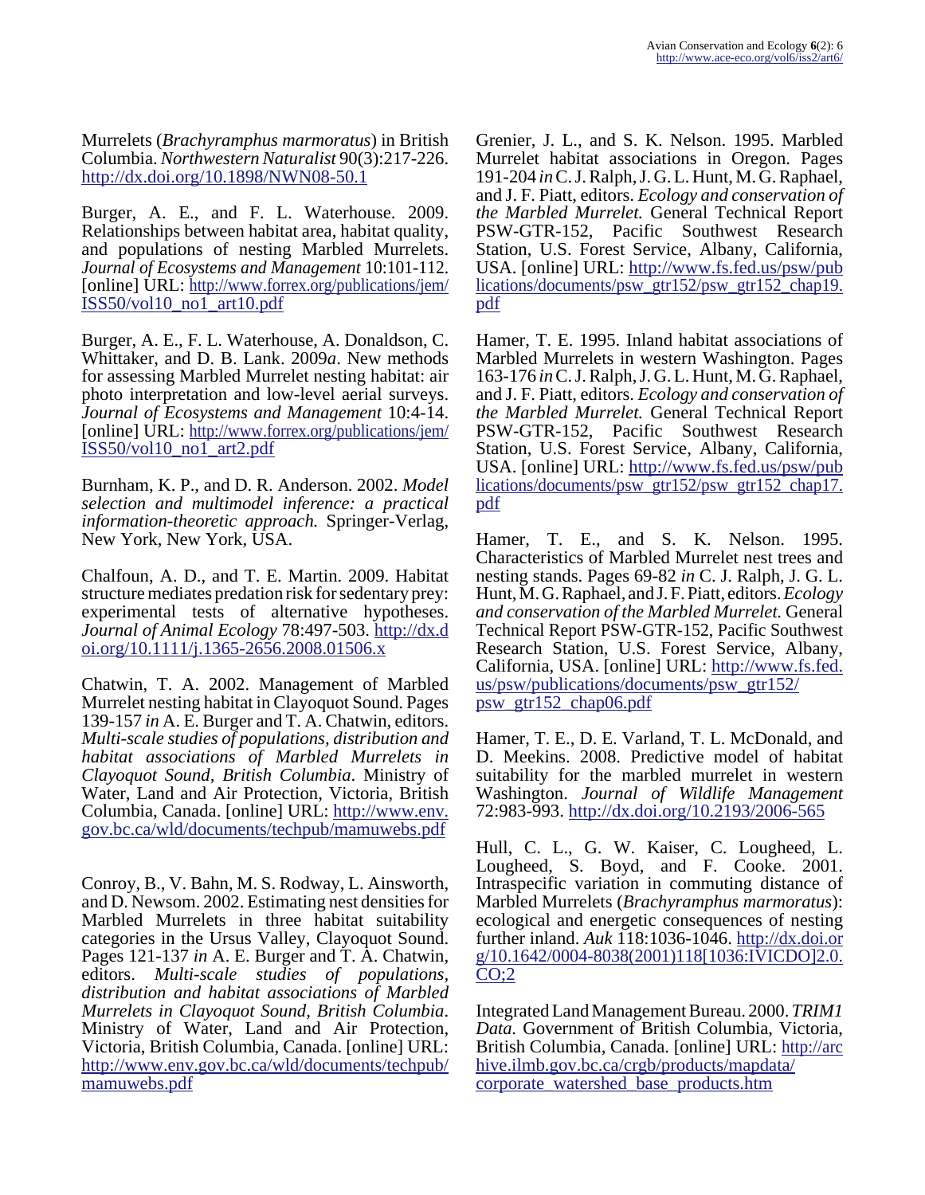Murrelets (*Brachyramphus marmoratus*) in British Columbia. *Northwestern Naturalist* 90(3):217-226. http://dx.doi.org/10.1898/NWN08-50.1

Burger, A. E., and F. L. Waterhouse. 2009. Relationships between habitat area, habitat quality, and populations of nesting Marbled Murrelets. *Journal of Ecosystems and Management* 10:101-112. [online] URL: http://www.forrex.org/publications/jem/ISS50/vol10_no1_art10.pdf

Burger, A. E., F. L. Waterhouse, A. Donaldson, C. Whittaker, and D. B. Lank. 2009*a*. New methods for assessing Marbled Murrelet nesting habitat: air photo interpretation and low-level aerial surveys. *Journal of Ecosystems and Management* 10:4-14. [online] URL: http://www.forrex.org/publications/jem/ISS50/vol10_no1_art2.pdf

Burnham, K. P., and D. R. Anderson. 2002. *Model selection and multimodel inference: a practical information-theoretic approach.* Springer-Verlag, New York, New York, USA.

Chalfoun, A. D., and T. E. Martin. 2009. Habitat structure mediates predation risk for sedentary prey: experimental tests of alternative hypotheses. *Journal of Animal Ecology* 78:497-503. http://dx.doi.org/10.1111/j.1365-2656.2008.01506.x

Chatwin, T. A. 2002. Management of Marbled Murrelet nesting habitat in Clayoquot Sound. Pages 139-157 *in* A. E. Burger and T. A. Chatwin, editors. *Multi-scale studies of populations, distribution and habitat associations of Marbled Murrelets in Clayoquot Sound, British Columbia*. Ministry of Water, Land and Air Protection, Victoria, British Columbia, Canada. [online] URL: http://www.env.gov.bc.ca/wld/documents/techpub/mamuwebs.pdf

Conroy, B., V. Bahn, M. S. Rodway, L. Ainsworth, and D. Newsom. 2002. Estimating nest densities for Marbled Murrelets in three habitat suitability categories in the Ursus Valley, Clayoquot Sound. Pages 121-137 *in* A. E. Burger and T. A. Chatwin, editors. *Multi-scale studies of populations, distribution and habitat associations of Marbled Murrelets in Clayoquot Sound, British Columbia*. Ministry of Water, Land and Air Protection, Victoria, British Columbia, Canada. [online] URL: http://www.env.gov.bc.ca/wld/documents/techpub/mamuwebs.pdf

Grenier, J. L., and S. K. Nelson. 1995. Marbled Murrelet habitat associations in Oregon. Pages 191-204 *in* C. J. Ralph, J. G. L. Hunt, M. G. Raphael, and J. F. Piatt, editors. *Ecology and conservation of the Marbled Murrelet.* General Technical Report PSW-GTR-152, Pacific Southwest Research Station, U.S. Forest Service, Albany, California, USA. [online] URL: http://www.fs.fed.us/psw/publications/documents/psw_gtr152/psw_gtr152_chap19.pdf

Hamer, T. E. 1995. Inland habitat associations of Marbled Murrelets in western Washington. Pages 163-176 *in* C. J. Ralph, J. G. L. Hunt, M. G. Raphael, and J. F. Piatt, editors. *Ecology and conservation of the Marbled Murrelet.* General Technical Report PSW-GTR-152, Pacific Southwest Research Station, U.S. Forest Service, Albany, California, USA. [online] URL: http://www.fs.fed.us/psw/publications/documents/psw_gtr152/psw_gtr152_chap17.pdf

Hamer, T. E., and S. K. Nelson. 1995. Characteristics of Marbled Murrelet nest trees and nesting stands. Pages 69-82 *in* C. J. Ralph, J. G. L. Hunt, M. G. Raphael, and J. F. Piatt, editors. *Ecology and conservation of the Marbled Murrelet.* General Technical Report PSW-GTR-152, Pacific Southwest Research Station, U.S. Forest Service, Albany, California, USA. [online] URL: http://www.fs.fed.us/psw/publications/documents/psw_gtr152/psw_gtr152_chap06.pdf

Hamer, T. E., D. E. Varland, T. L. McDonald, and D. Meekins. 2008. Predictive model of habitat suitability for the marbled murrelet in western Washington. *Journal of Wildlife Management* 72:983-993. http://dx.doi.org/10.2193/2006-565

Hull, C. L., G. W. Kaiser, C. Lougheed, L. Lougheed, S. Boyd, and F. Cooke. 2001. Intraspecific variation in commuting distance of Marbled Murrelets (*Brachyramphus marmoratus*): ecological and energetic consequences of nesting further inland. *Auk* 118:1036-1046. http://dx.doi.org/10.1642/0004-8038(2001)118[1036:IVICDO]2.0.CO;2

Integrated Land Management Bureau. 2000. *TRIM1 Data.* Government of British Columbia, Victoria, British Columbia, Canada. [online] URL: http://archive.ilmb.gov.bc.ca/crgb/products/mapdata/corporate_watershed_base_products.htm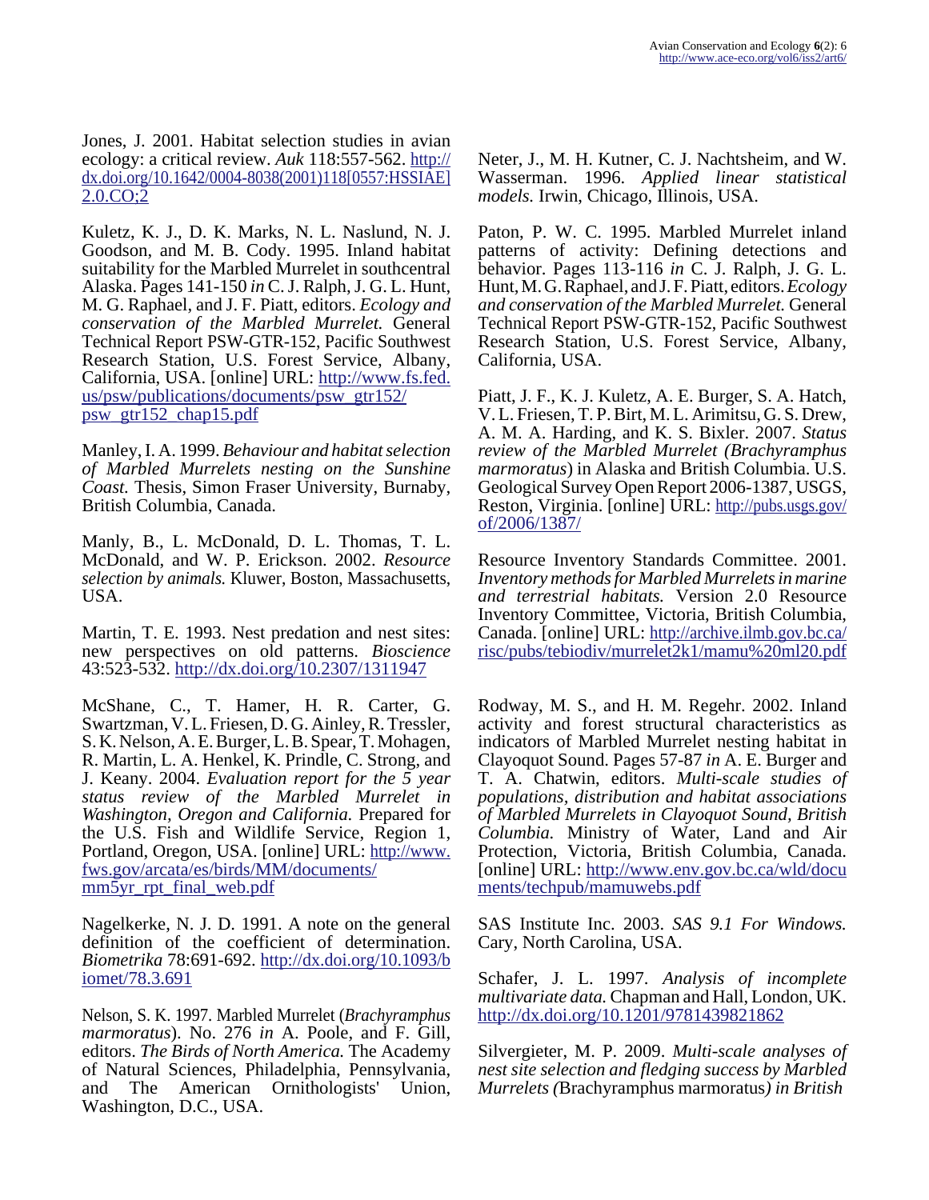Jones, J. 2001. Habitat selection studies in avian ecology: a critical review. *Auk* 118:557-562. http://dx.doi.org/10.1642/0004-8038(2001)118[0557:HSSIAE]2.0.CO;2

Kuletz, K. J., D. K. Marks, N. L. Naslund, N. J. Goodson, and M. B. Cody. 1995. Inland habitat suitability for the Marbled Murrelet in southcentral Alaska. Pages 141-150 *in* C. J. Ralph, J. G. L. Hunt, M. G. Raphael, and J. F. Piatt, editors. *Ecology and conservation of the Marbled Murrelet.* General Technical Report PSW-GTR-152, Pacific Southwest Research Station, U.S. Forest Service, Albany, California, USA. [online] URL: http://www.fs.fed.us/psw/publications/documents/psw_gtr152/psw_gtr152_chap15.pdf

Manley, I. A. 1999. *Behaviour and habitat selection of Marbled Murrelets nesting on the Sunshine Coast.* Thesis, Simon Fraser University, Burnaby, British Columbia, Canada.

Manly, B., L. McDonald, D. L. Thomas, T. L. McDonald, and W. P. Erickson. 2002. *Resource selection by animals.* Kluwer, Boston, Massachusetts, USA.

Martin, T. E. 1993. Nest predation and nest sites: new perspectives on old patterns. *Bioscience* 43:523-532. http://dx.doi.org/10.2307/1311947

McShane, C., T. Hamer, H. R. Carter, G. Swartzman, V. L. Friesen, D. G. Ainley, R. Tressler, S. K. Nelson, A. E. Burger, L. B. Spear, T. Mohagen, R. Martin, L. A. Henkel, K. Prindle, C. Strong, and J. Keany. 2004. *Evaluation report for the 5 year status review of the Marbled Murrelet in Washington, Oregon and California.* Prepared for the U.S. Fish and Wildlife Service, Region 1, Portland, Oregon, USA. [online] URL: http://www.fws.gov/arcata/es/birds/MM/documents/mm5yr_rpt_final_web.pdf

Nagelkerke, N. J. D. 1991. A note on the general definition of the coefficient of determination. *Biometrika* 78:691-692. http://dx.doi.org/10.1093/biomet/78.3.691

Nelson, S. K. 1997. Marbled Murrelet (*Brachyramphus marmoratus*). No. 276 *in* A. Poole, and F. Gill, editors. *The Birds of North America.* The Academy of Natural Sciences, Philadelphia, Pennsylvania, and The American Ornithologists' Union, Washington, D.C., USA.

Neter, J., M. H. Kutner, C. J. Nachtsheim, and W. Wasserman. 1996. *Applied linear statistical models.* Irwin, Chicago, Illinois, USA.

Paton, P. W. C. 1995. Marbled Murrelet inland patterns of activity: Defining detections and behavior. Pages 113-116 *in* C. J. Ralph, J. G. L. Hunt, M. G. Raphael, and J. F. Piatt, editors. *Ecology and conservation of the Marbled Murrelet.* General Technical Report PSW-GTR-152, Pacific Southwest Research Station, U.S. Forest Service, Albany, California, USA.

Piatt, J. F., K. J. Kuletz, A. E. Burger, S. A. Hatch, V. L. Friesen, T. P. Birt, M. L. Arimitsu, G. S. Drew, A. M. A. Harding, and K. S. Bixler. 2007. *Status review of the Marbled Murrelet (Brachyramphus marmoratus*) in Alaska and British Columbia. U.S. Geological Survey Open Report 2006-1387, USGS, Reston, Virginia. [online] URL: http://pubs.usgs.gov/of/2006/1387/

Resource Inventory Standards Committee. 2001. *Inventory methods for Marbled Murrelets in marine and terrestrial habitats.* Version 2.0 Resource Inventory Committee, Victoria, British Columbia, Canada. [online] URL: http://archive.ilmb.gov.bc.ca/risc/pubs/tebiodiv/murrelet2k1/mamu%20ml20.pdf

Rodway, M. S., and H. M. Regehr. 2002. Inland activity and forest structural characteristics as indicators of Marbled Murrelet nesting habitat in Clayoquot Sound. Pages 57-87 *in* A. E. Burger and T. A. Chatwin, editors. *Multi-scale studies of populations, distribution and habitat associations of Marbled Murrelets in Clayoquot Sound, British Columbia.* Ministry of Water, Land and Air Protection, Victoria, British Columbia, Canada. [online] URL: http://www.env.gov.bc.ca/wld/documents/techpub/mamuwebs.pdf

SAS Institute Inc. 2003. *SAS 9.1 For Windows.* Cary, North Carolina, USA.

Schafer, J. L. 1997. *Analysis of incomplete multivariate data.* Chapman and Hall, London, UK. http://dx.doi.org/10.1201/9781439821862

Silvergieter, M. P. 2009. *Multi-scale analyses of nest site selection and fledging success by Marbled Murrelets (*Brachyramphus marmoratus*) in British*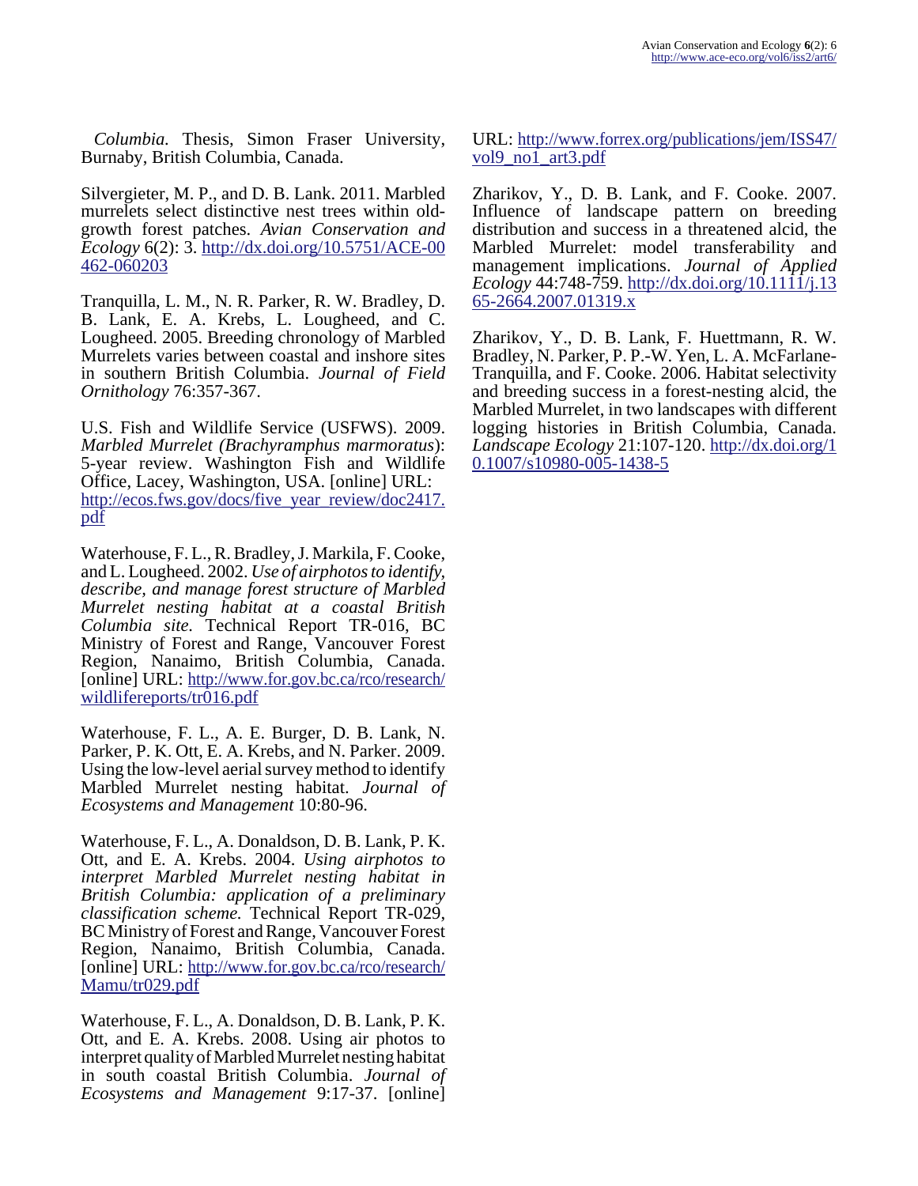*Columbia.* Thesis, Simon Fraser University, Burnaby, British Columbia, Canada.

Silvergieter, M. P., and D. B. Lank. 2011. Marbled murrelets select distinctive nest trees within old-growth forest patches. *Avian Conservation and Ecology* 6(2): 3. http://dx.doi.org/10.5751/ACE-00462-060203

Tranquilla, L. M., N. R. Parker, R. W. Bradley, D. B. Lank, E. A. Krebs, L. Lougheed, and C. Lougheed. 2005. Breeding chronology of Marbled Murrelets varies between coastal and inshore sites in southern British Columbia. *Journal of Field Ornithology* 76:357-367.

U.S. Fish and Wildlife Service (USFWS). 2009. *Marbled Murrelet (Brachyramphus marmoratus)*: 5-year review. Washington Fish and Wildlife Office, Lacey, Washington, USA. [online] URL: http://ecos.fws.gov/docs/five_year_review/doc2417.pdf

Waterhouse, F. L., R. Bradley, J. Markila, F. Cooke, and L. Lougheed. 2002. *Use of airphotos to identify, describe, and manage forest structure of Marbled Murrelet nesting habitat at a coastal British Columbia site.* Technical Report TR-016, BC Ministry of Forest and Range, Vancouver Forest Region, Nanaimo, British Columbia, Canada. [online] URL: http://www.for.gov.bc.ca/rco/research/wildlifereports/tr016.pdf

Waterhouse, F. L., A. E. Burger, D. B. Lank, N. Parker, P. K. Ott, E. A. Krebs, and N. Parker. 2009. Using the low-level aerial survey method to identify Marbled Murrelet nesting habitat. *Journal of Ecosystems and Management* 10:80-96.

Waterhouse, F. L., A. Donaldson, D. B. Lank, P. K. Ott, and E. A. Krebs. 2004. *Using airphotos to interpret Marbled Murrelet nesting habitat in British Columbia: application of a preliminary classification scheme.* Technical Report TR-029, BC Ministry of Forest and Range, Vancouver Forest Region, Nanaimo, British Columbia, Canada. [online] URL: http://www.for.gov.bc.ca/rco/research/Mamu/tr029.pdf

Waterhouse, F. L., A. Donaldson, D. B. Lank, P. K. Ott, and E. A. Krebs. 2008. Using air photos to interpret quality of Marbled Murrelet nesting habitat in south coastal British Columbia. *Journal of Ecosystems and Management* 9:17-37. [online] URL: http://www.forrex.org/publications/jem/ISS47/vol9_no1_art3.pdf

Zharikov, Y., D. B. Lank, and F. Cooke. 2007. Influence of landscape pattern on breeding distribution and success in a threatened alcid, the Marbled Murrelet: model transferability and management implications. *Journal of Applied Ecology* 44:748-759. http://dx.doi.org/10.1111/j.1365-2664.2007.01319.x

Zharikov, Y., D. B. Lank, F. Huettmann, R. W. Bradley, N. Parker, P. P.-W. Yen, L. A. McFarlane-Tranquilla, and F. Cooke. 2006. Habitat selectivity and breeding success in a forest-nesting alcid, the Marbled Murrelet, in two landscapes with different logging histories in British Columbia, Canada. *Landscape Ecology* 21:107-120. http://dx.doi.org/10.1007/s10980-005-1438-5